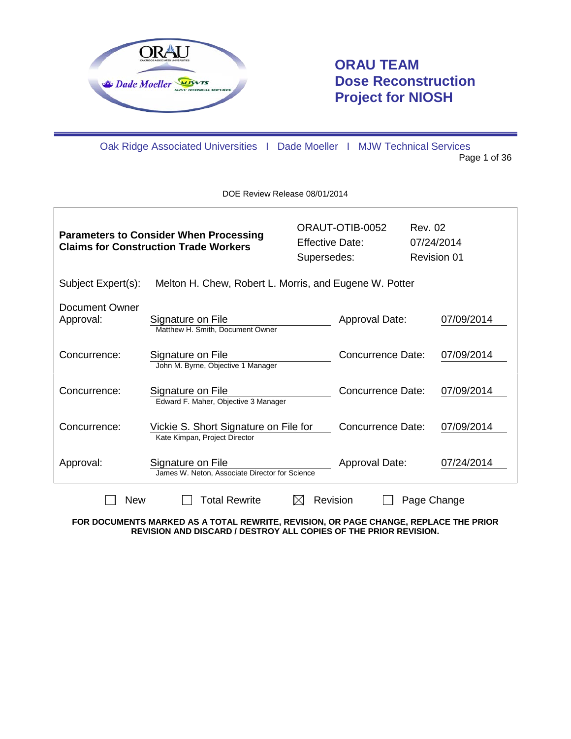# ORAU TEAM Dose Reconstruction Project for NIOSH

Oak Ridge Associated Universities I Dade Moeller I MJW Technical Services

DOE Review Release 08/01/2014

| **Parameters to Consider When Processing Claims for Construction Trade Workers** | ORAUT-OTIB-0052 | Rev. 02 |
|---|---|---|
| | Effective Date: | 07/24/2014 |
| | Supersedes: | Revision 01 |

Subject Expert(s): Melton H. Chew, Robert L. Morris, and Eugene W. Potter

| | | | |
|---|---|---|---|
| Document Owner Approval: | Signature on File<br>Matthew H. Smith, Document Owner | Approval Date: | 07/09/2014 |
| Concurrence: | Signature on File<br>John M. Byrne, Objective 1 Manager | Concurrence Date: | 07/09/2014 |
| Concurrence: | Signature on File<br>Edward F. Maher, Objective 3 Manager | Concurrence Date: | 07/09/2014 |
| Concurrence: | Vickie S. Short Signature on File for<br>Kate Kimpan, Project Director | Concurrence Date: | 07/09/2014 |
| Approval: | Signature on File<br>James W. Neton, Associate Director for Science | Approval Date: | 07/24/2014 |

☐ New ☐ Total Rewrite ☒ Revision ☐ Page Change

**FOR DOCUMENTS MARKED AS A TOTAL REWRITE, REVISION, OR PAGE CHANGE, REPLACE THE PRIOR REVISION AND DISCARD / DESTROY ALL COPIES OF THE PRIOR REVISION.**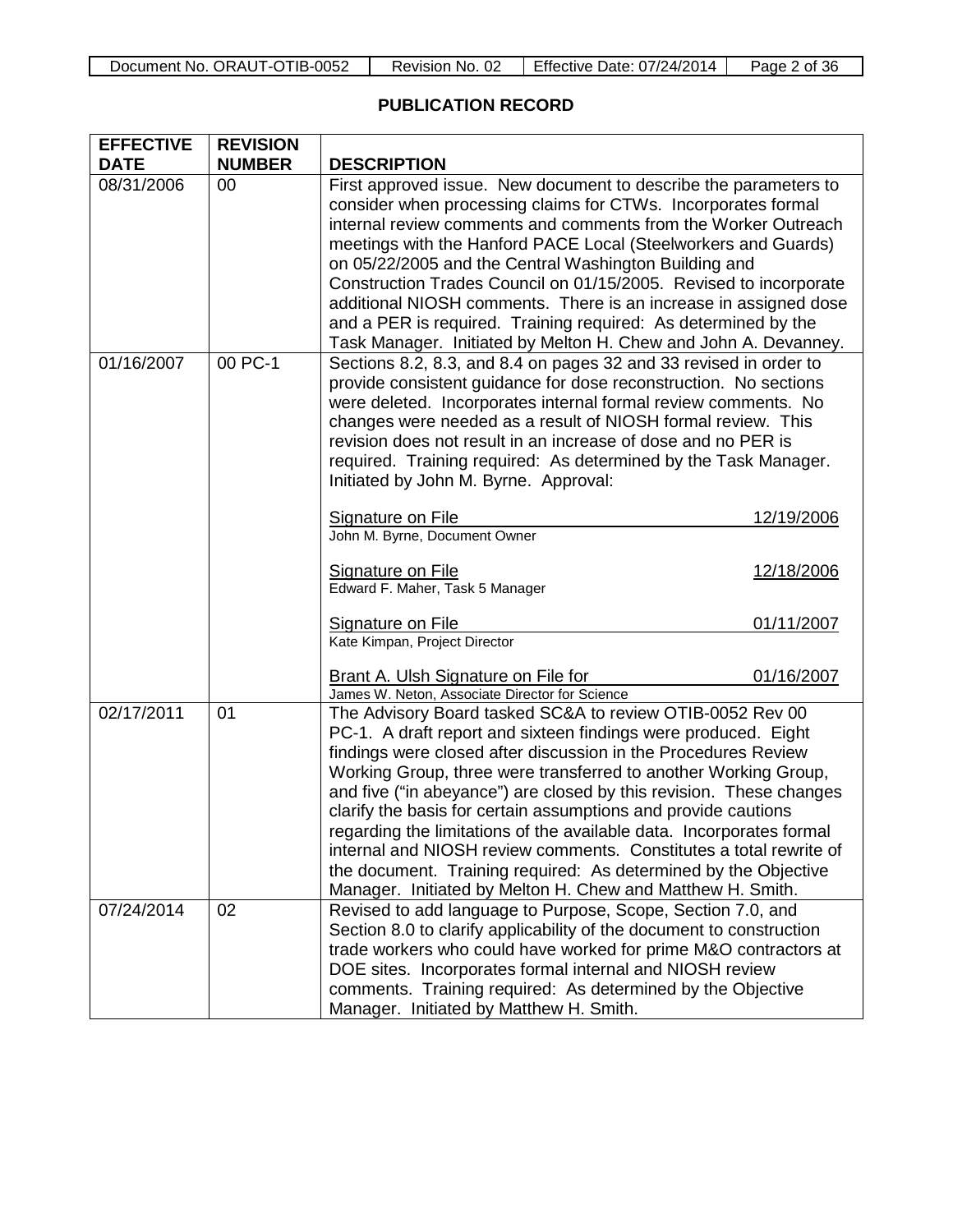## PUBLICATION RECORD

| EFFECTIVE DATE | REVISION NUMBER | DESCRIPTION |
|---|---|---|
| 08/31/2006 | 00 | First approved issue. New document to describe the parameters to consider when processing claims for CTWs. Incorporates formal internal review comments and comments from the Worker Outreach meetings with the Hanford PACE Local (Steelworkers and Guards) on 05/22/2005 and the Central Washington Building and Construction Trades Council on 01/15/2005. Revised to incorporate additional NIOSH comments. There is an increase in assigned dose and a PER is required. Training required: As determined by the Task Manager. Initiated by Melton H. Chew and John A. Devanney. |
| 01/16/2007 | 00 PC-1 | Sections 8.2, 8.3, and 8.4 on pages 32 and 33 revised in order to provide consistent guidance for dose reconstruction. No sections were deleted. Incorporates internal formal review comments. No changes were needed as a result of NIOSH formal review. This revision does not result in an increase of dose and no PER is required. Training required: As determined by the Task Manager. Initiated by John M. Byrne. Approval:<br><br>Signature on File 12/19/2006<br>John M. Byrne, Document Owner<br><br>Signature on File 12/18/2006<br>Edward F. Maher, Task 5 Manager<br><br>Signature on File 01/11/2007<br>Kate Kimpan, Project Director<br><br>Brant A. Ulsh Signature on File for 01/16/2007<br>James W. Neton, Associate Director for Science |
| 02/17/2011 | 01 | The Advisory Board tasked SC&A to review OTIB-0052 Rev 00 PC-1. A draft report and sixteen findings were produced. Eight findings were closed after discussion in the Procedures Review Working Group, three were transferred to another Working Group, and five ("in abeyance") are closed by this revision. These changes clarify the basis for certain assumptions and provide cautions regarding the limitations of the available data. Incorporates formal internal and NIOSH review comments. Constitutes a total rewrite of the document. Training required: As determined by the Objective Manager. Initiated by Melton H. Chew and Matthew H. Smith. |
| 07/24/2014 | 02 | Revised to add language to Purpose, Scope, Section 7.0, and Section 8.0 to clarify applicability of the document to construction trade workers who could have worked for prime M&O contractors at DOE sites. Incorporates formal internal and NIOSH review comments. Training required: As determined by the Objective Manager. Initiated by Matthew H. Smith. |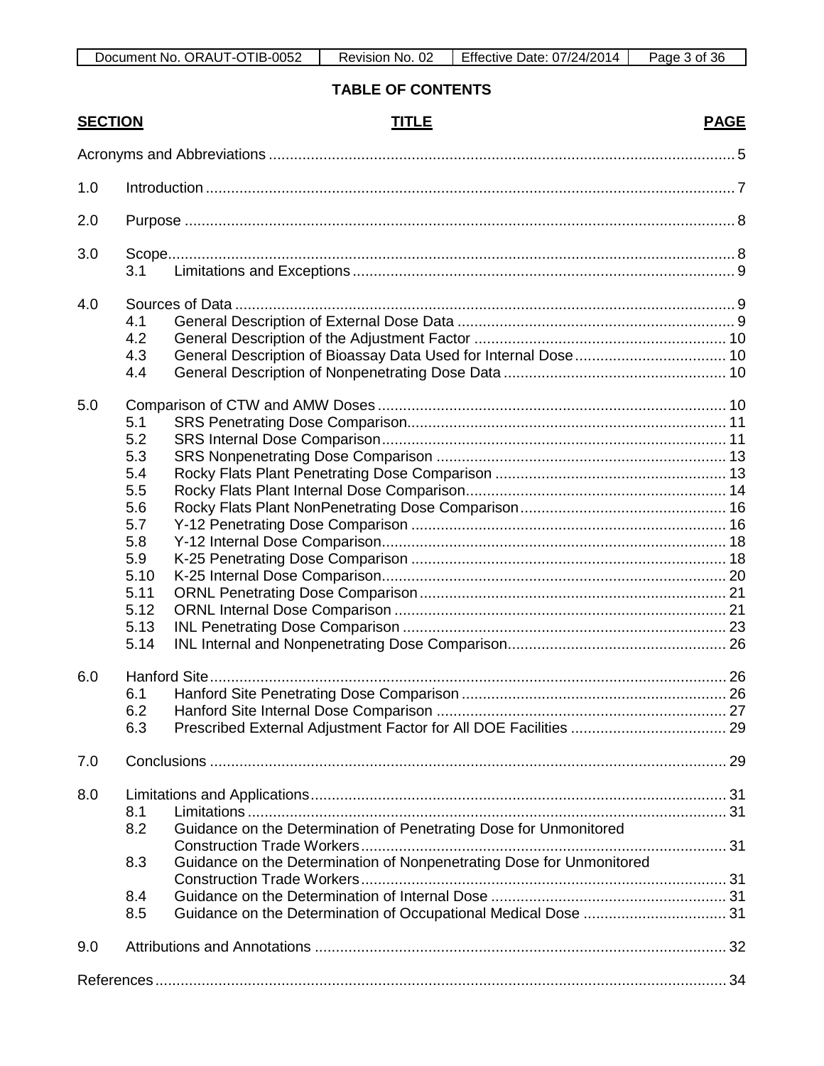## TABLE OF CONTENTS

| SECTION | | TITLE | PAGE |
|---|---|---|---|
| Acronyms and Abbreviations | | | 5 |
| 1.0 | Introduction | | 7 |
| 2.0 | Purpose | | 8 |
| 3.0 | Scope | | 8 |
| | 3.1 | Limitations and Exceptions | 9 |
| 4.0 | Sources of Data | | 9 |
| | 4.1 | General Description of External Dose Data | 9 |
| | 4.2 | General Description of the Adjustment Factor | 10 |
| | 4.3 | General Description of Bioassay Data Used for Internal Dose | 10 |
| | 4.4 | General Description of Nonpenetrating Dose Data | 10 |
| 5.0 | Comparison of CTW and AMW Doses | | 10 |
| | 5.1 | SRS Penetrating Dose Comparison | 11 |
| | 5.2 | SRS Internal Dose Comparison | 11 |
| | 5.3 | SRS Nonpenetrating Dose Comparison | 13 |
| | 5.4 | Rocky Flats Plant Penetrating Dose Comparison | 13 |
| | 5.5 | Rocky Flats Plant Internal Dose Comparison | 14 |
| | 5.6 | Rocky Flats Plant NonPenetrating Dose Comparison | 16 |
| | 5.7 | Y-12 Penetrating Dose Comparison | 16 |
| | 5.8 | Y-12 Internal Dose Comparison | 18 |
| | 5.9 | K-25 Penetrating Dose Comparison | 18 |
| | 5.10 | K-25 Internal Dose Comparison | 20 |
| | 5.11 | ORNL Penetrating Dose Comparison | 21 |
| | 5.12 | ORNL Internal Dose Comparison | 21 |
| | 5.13 | INL Penetrating Dose Comparison | 23 |
| | 5.14 | INL Internal and Nonpenetrating Dose Comparison | 26 |
| 6.0 | Hanford Site | | 26 |
| | 6.1 | Hanford Site Penetrating Dose Comparison | 26 |
| | 6.2 | Hanford Site Internal Dose Comparison | 27 |
| | 6.3 | Prescribed External Adjustment Factor for All DOE Facilities | 29 |
| 7.0 | Conclusions | | 29 |
| 8.0 | Limitations and Applications | | 31 |
| | 8.1 | Limitations | 31 |
| | 8.2 | Guidance on the Determination of Penetrating Dose for Unmonitored Construction Trade Workers | 31 |
| | 8.3 | Guidance on the Determination of Nonpenetrating Dose for Unmonitored Construction Trade Workers | 31 |
| | 8.4 | Guidance on the Determination of Internal Dose | 31 |
| | 8.5 | Guidance on the Determination of Occupational Medical Dose | 31 |
| 9.0 | Attributions and Annotations | | 32 |
| References | | | 34 |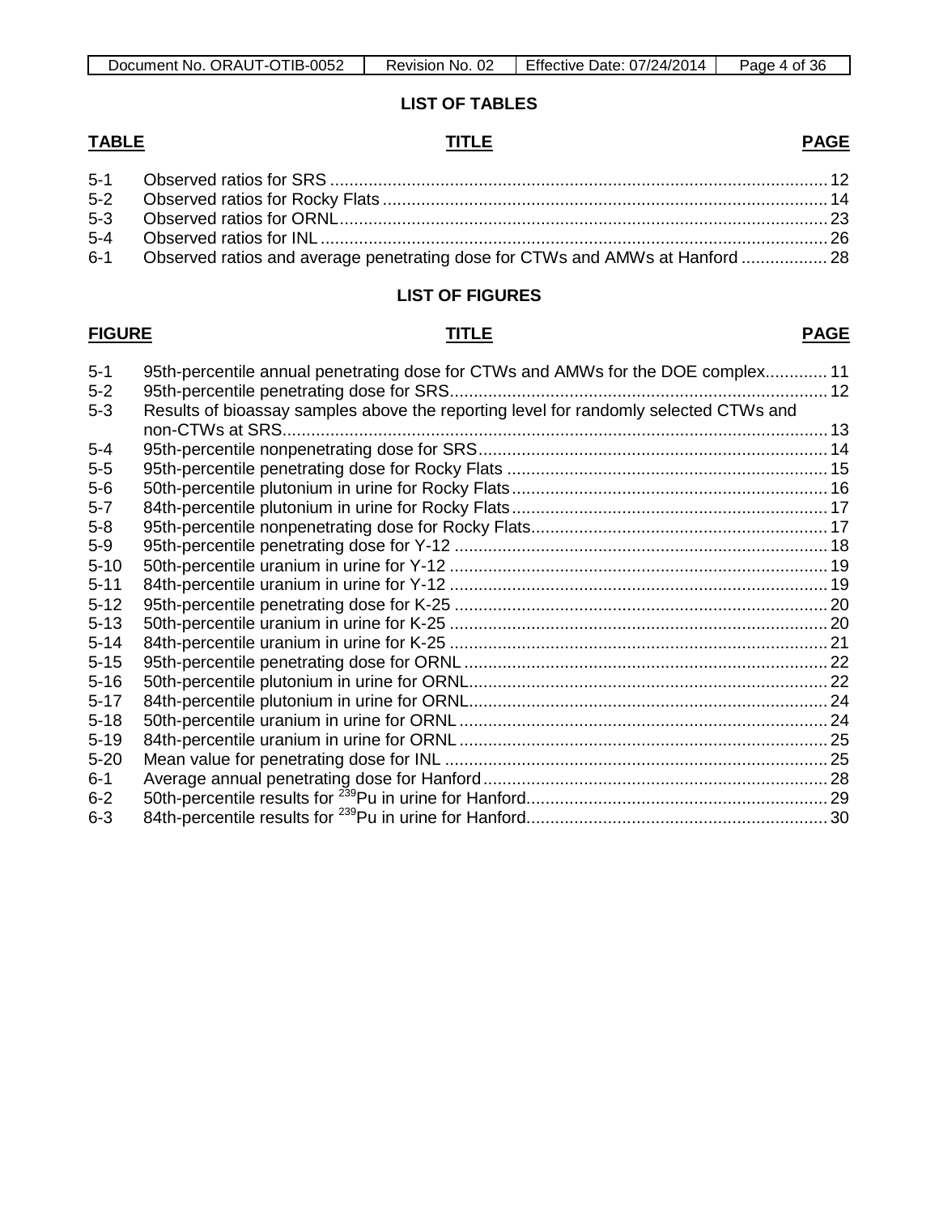## LIST OF TABLES

| TABLE | TITLE | PAGE |
|---|---|---|
| 5-1 | Observed ratios for SRS | 12 |
| 5-2 | Observed ratios for Rocky Flats | 14 |
| 5-3 | Observed ratios for ORNL | 23 |
| 5-4 | Observed ratios for INL | 26 |
| 6-1 | Observed ratios and average penetrating dose for CTWs and AMWs at Hanford | 28 |

## LIST OF FIGURES

| FIGURE | TITLE | PAGE |
|---|---|---|
| 5-1 | 95th-percentile annual penetrating dose for CTWs and AMWs for the DOE complex | 11 |
| 5-2 | 95th-percentile penetrating dose for SRS | 12 |
| 5-3 | Results of bioassay samples above the reporting level for randomly selected CTWs and non-CTWs at SRS | 13 |
| 5-4 | 95th-percentile nonpenetrating dose for SRS | 14 |
| 5-5 | 95th-percentile penetrating dose for Rocky Flats | 15 |
| 5-6 | 50th-percentile plutonium in urine for Rocky Flats | 16 |
| 5-7 | 84th-percentile plutonium in urine for Rocky Flats | 17 |
| 5-8 | 95th-percentile nonpenetrating dose for Rocky Flats | 17 |
| 5-9 | 95th-percentile penetrating dose for Y-12 | 18 |
| 5-10 | 50th-percentile uranium in urine for Y-12 | 19 |
| 5-11 | 84th-percentile uranium in urine for Y-12 | 19 |
| 5-12 | 95th-percentile penetrating dose for K-25 | 20 |
| 5-13 | 50th-percentile uranium in urine for K-25 | 20 |
| 5-14 | 84th-percentile uranium in urine for K-25 | 21 |
| 5-15 | 95th-percentile penetrating dose for ORNL | 22 |
| 5-16 | 50th-percentile plutonium in urine for ORNL | 22 |
| 5-17 | 84th-percentile plutonium in urine for ORNL | 24 |
| 5-18 | 50th-percentile uranium in urine for ORNL | 24 |
| 5-19 | 84th-percentile uranium in urine for ORNL | 25 |
| 5-20 | Mean value for penetrating dose for INL | 25 |
| 6-1 | Average annual penetrating dose for Hanford | 28 |
| 6-2 | 50th-percentile results for $^{239}$Pu in urine for Hanford | 29 |
| 6-3 | 84th-percentile results for $^{239}$Pu in urine for Hanford | 30 |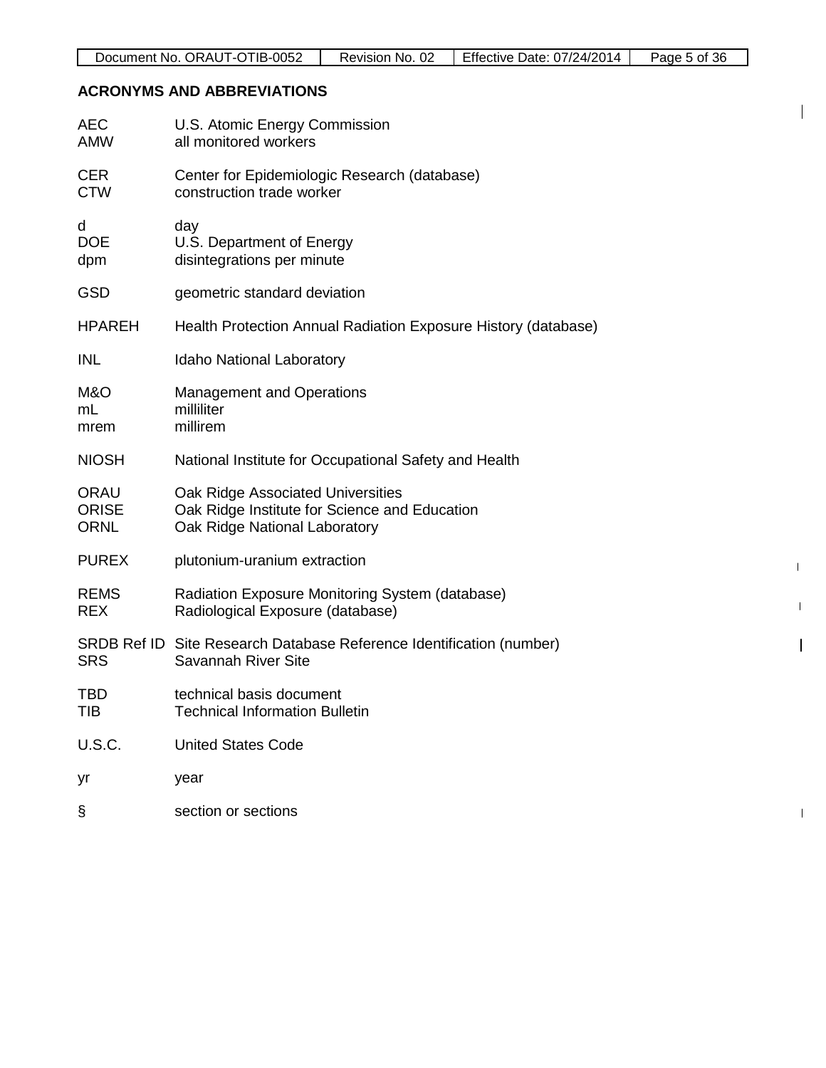## ACRONYMS AND ABBREVIATIONS

| | |
|---|---|
| AEC | U.S. Atomic Energy Commission |
| AMW | all monitored workers |
| CER | Center for Epidemiologic Research (database) |
| CTW | construction trade worker |
| d | day |
| DOE | U.S. Department of Energy |
| dpm | disintegrations per minute |
| GSD | geometric standard deviation |
| HPAREH | Health Protection Annual Radiation Exposure History (database) |
| INL | Idaho National Laboratory |
| M&O | Management and Operations |
| mL | milliliter |
| mrem | millirem |
| NIOSH | National Institute for Occupational Safety and Health |
| ORAU | Oak Ridge Associated Universities |
| ORISE | Oak Ridge Institute for Science and Education |
| ORNL | Oak Ridge National Laboratory |
| PUREX | plutonium-uranium extraction |
| REMS | Radiation Exposure Monitoring System (database) |
| REX | Radiological Exposure (database) |
| SRDB Ref ID | Site Research Database Reference Identification (number) |
| SRS | Savannah River Site |
| TBD | technical basis document |
| TIB | Technical Information Bulletin |
| U.S.C. | United States Code |
| yr | year |
| § | section or sections |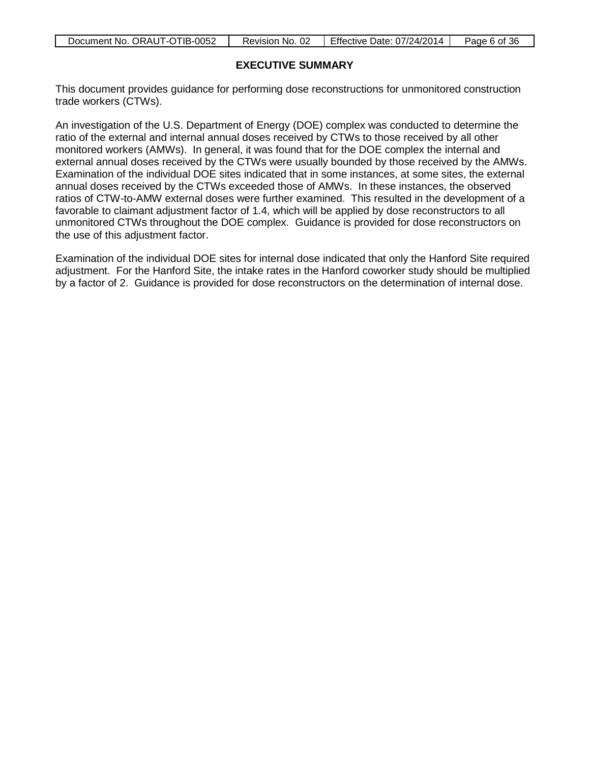## EXECUTIVE SUMMARY

This document provides guidance for performing dose reconstructions for unmonitored construction trade workers (CTWs).

An investigation of the U.S. Department of Energy (DOE) complex was conducted to determine the ratio of the external and internal annual doses received by CTWs to those received by all other monitored workers (AMWs). In general, it was found that for the DOE complex the internal and external annual doses received by the CTWs were usually bounded by those received by the AMWs. Examination of the individual DOE sites indicated that in some instances, at some sites, the external annual doses received by the CTWs exceeded those of AMWs. In these instances, the observed ratios of CTW-to-AMW external doses were further examined. This resulted in the development of a favorable to claimant adjustment factor of 1.4, which will be applied by dose reconstructors to all unmonitored CTWs throughout the DOE complex. Guidance is provided for dose reconstructors on the use of this adjustment factor.

Examination of the individual DOE sites for internal dose indicated that only the Hanford Site required adjustment. For the Hanford Site, the intake rates in the Hanford coworker study should be multiplied by a factor of 2. Guidance is provided for dose reconstructors on the determination of internal dose.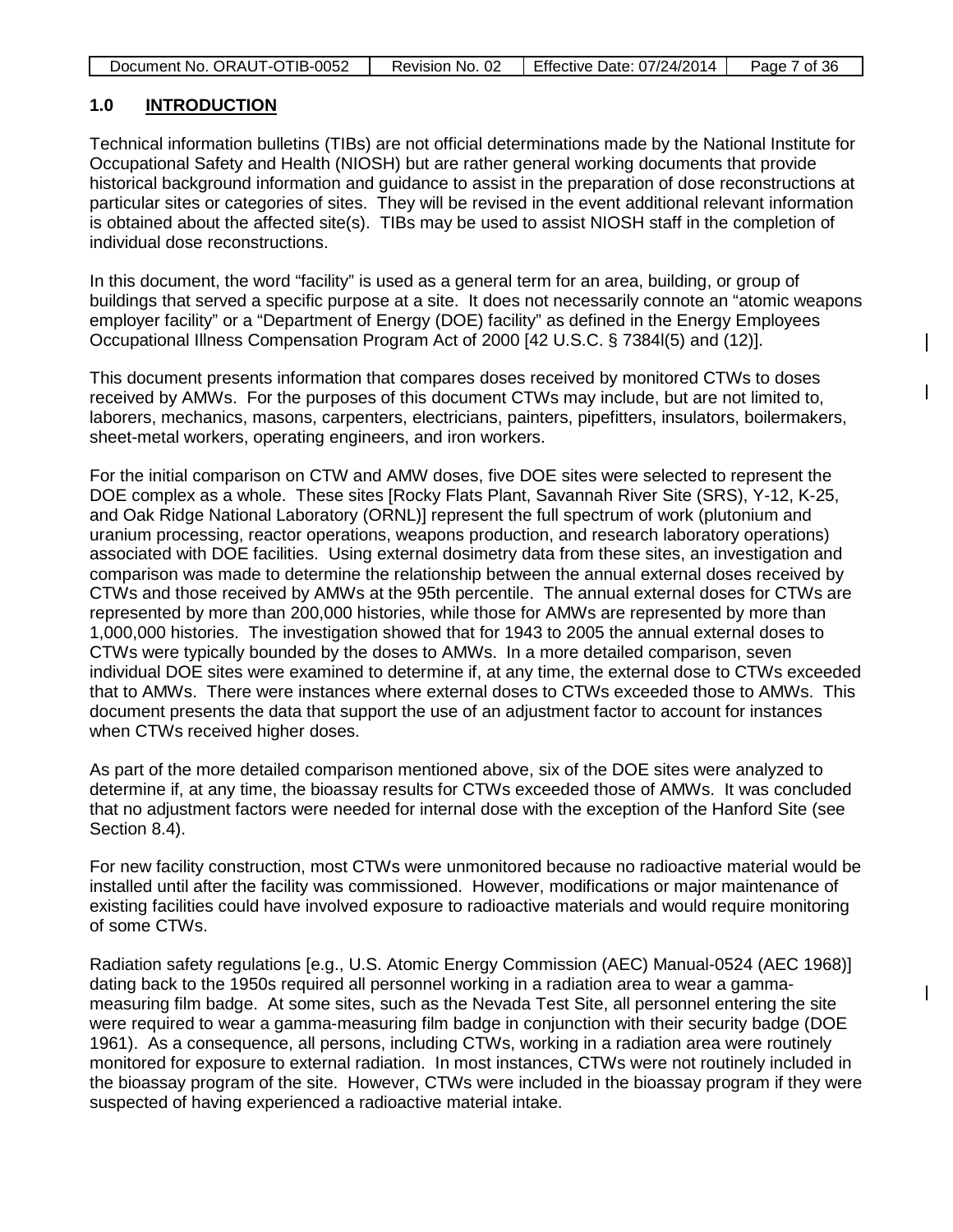## 1.0 INTRODUCTION

Technical information bulletins (TIBs) are not official determinations made by the National Institute for Occupational Safety and Health (NIOSH) but are rather general working documents that provide historical background information and guidance to assist in the preparation of dose reconstructions at particular sites or categories of sites. They will be revised in the event additional relevant information is obtained about the affected site(s). TIBs may be used to assist NIOSH staff in the completion of individual dose reconstructions.

In this document, the word "facility" is used as a general term for an area, building, or group of buildings that served a specific purpose at a site. It does not necessarily connote an "atomic weapons employer facility" or a "Department of Energy (DOE) facility" as defined in the Energy Employees Occupational Illness Compensation Program Act of 2000 [42 U.S.C. § 7384l(5) and (12)].

This document presents information that compares doses received by monitored CTWs to doses received by AMWs. For the purposes of this document CTWs may include, but are not limited to, laborers, mechanics, masons, carpenters, electricians, painters, pipefitters, insulators, boilermakers, sheet-metal workers, operating engineers, and iron workers.

For the initial comparison on CTW and AMW doses, five DOE sites were selected to represent the DOE complex as a whole. These sites [Rocky Flats Plant, Savannah River Site (SRS), Y-12, K-25, and Oak Ridge National Laboratory (ORNL)] represent the full spectrum of work (plutonium and uranium processing, reactor operations, weapons production, and research laboratory operations) associated with DOE facilities. Using external dosimetry data from these sites, an investigation and comparison was made to determine the relationship between the annual external doses received by CTWs and those received by AMWs at the 95th percentile. The annual external doses for CTWs are represented by more than 200,000 histories, while those for AMWs are represented by more than 1,000,000 histories. The investigation showed that for 1943 to 2005 the annual external doses to CTWs were typically bounded by the doses to AMWs. In a more detailed comparison, seven individual DOE sites were examined to determine if, at any time, the external dose to CTWs exceeded that to AMWs. There were instances where external doses to CTWs exceeded those to AMWs. This document presents the data that support the use of an adjustment factor to account for instances when CTWs received higher doses.

As part of the more detailed comparison mentioned above, six of the DOE sites were analyzed to determine if, at any time, the bioassay results for CTWs exceeded those of AMWs. It was concluded that no adjustment factors were needed for internal dose with the exception of the Hanford Site (see Section 8.4).

For new facility construction, most CTWs were unmonitored because no radioactive material would be installed until after the facility was commissioned. However, modifications or major maintenance of existing facilities could have involved exposure to radioactive materials and would require monitoring of some CTWs.

Radiation safety regulations [e.g., U.S. Atomic Energy Commission (AEC) Manual-0524 (AEC 1968)] dating back to the 1950s required all personnel working in a radiation area to wear a gamma-measuring film badge. At some sites, such as the Nevada Test Site, all personnel entering the site were required to wear a gamma-measuring film badge in conjunction with their security badge (DOE 1961). As a consequence, all persons, including CTWs, working in a radiation area were routinely monitored for exposure to external radiation. In most instances, CTWs were not routinely included in the bioassay program of the site. However, CTWs were included in the bioassay program if they were suspected of having experienced a radioactive material intake.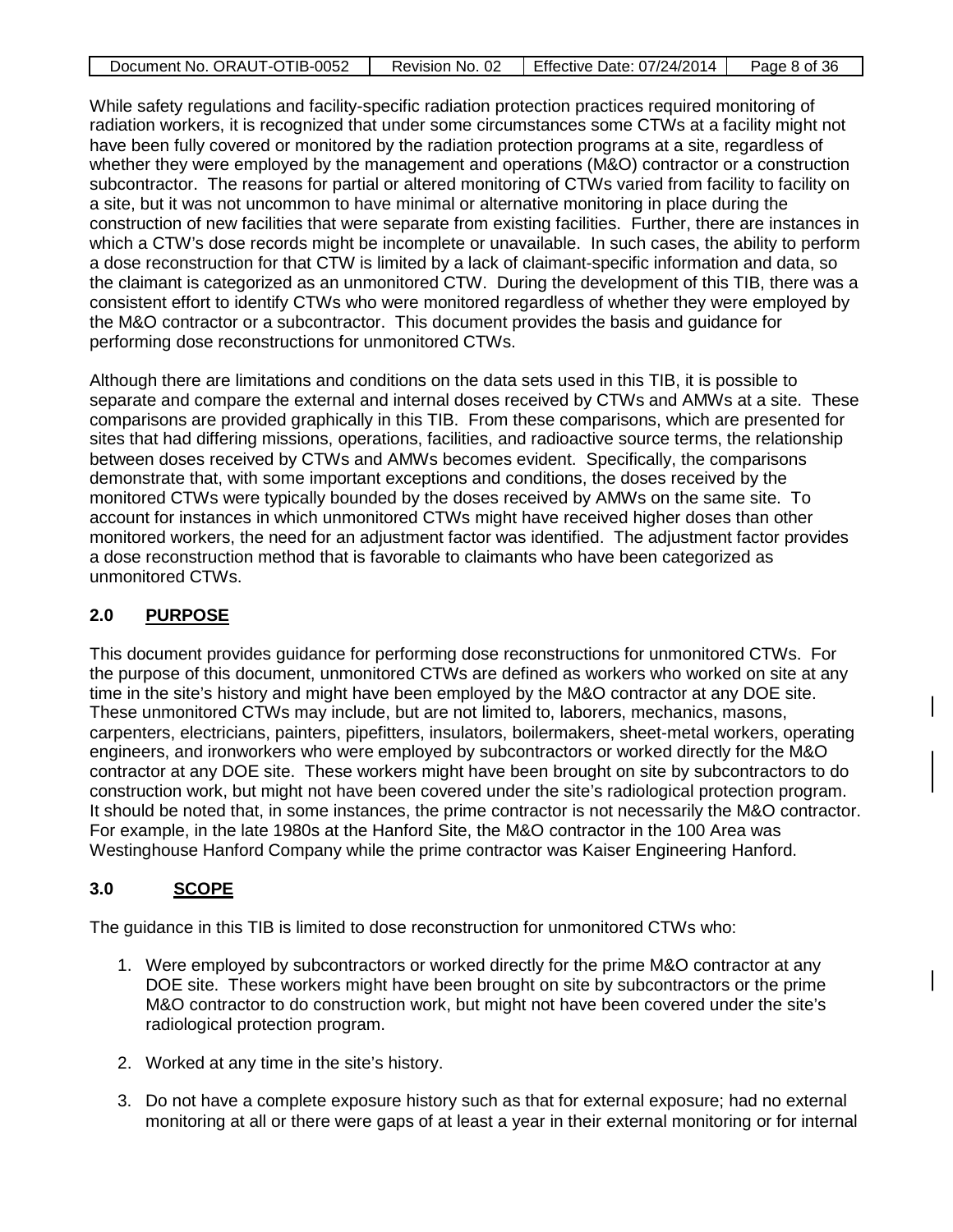While safety regulations and facility-specific radiation protection practices required monitoring of radiation workers, it is recognized that under some circumstances some CTWs at a facility might not have been fully covered or monitored by the radiation protection programs at a site, regardless of whether they were employed by the management and operations (M&O) contractor or a construction subcontractor. The reasons for partial or altered monitoring of CTWs varied from facility to facility on a site, but it was not uncommon to have minimal or alternative monitoring in place during the construction of new facilities that were separate from existing facilities. Further, there are instances in which a CTW's dose records might be incomplete or unavailable. In such cases, the ability to perform a dose reconstruction for that CTW is limited by a lack of claimant-specific information and data, so the claimant is categorized as an unmonitored CTW. During the development of this TIB, there was a consistent effort to identify CTWs who were monitored regardless of whether they were employed by the M&O contractor or a subcontractor. This document provides the basis and guidance for performing dose reconstructions for unmonitored CTWs.

Although there are limitations and conditions on the data sets used in this TIB, it is possible to separate and compare the external and internal doses received by CTWs and AMWs at a site. These comparisons are provided graphically in this TIB. From these comparisons, which are presented for sites that had differing missions, operations, facilities, and radioactive source terms, the relationship between doses received by CTWs and AMWs becomes evident. Specifically, the comparisons demonstrate that, with some important exceptions and conditions, the doses received by the monitored CTWs were typically bounded by the doses received by AMWs on the same site. To account for instances in which unmonitored CTWs might have received higher doses than other monitored workers, the need for an adjustment factor was identified. The adjustment factor provides a dose reconstruction method that is favorable to claimants who have been categorized as unmonitored CTWs.

## 2.0 PURPOSE

This document provides guidance for performing dose reconstructions for unmonitored CTWs. For the purpose of this document, unmonitored CTWs are defined as workers who worked on site at any time in the site's history and might have been employed by the M&O contractor at any DOE site. These unmonitored CTWs may include, but are not limited to, laborers, mechanics, masons, carpenters, electricians, painters, pipefitters, insulators, boilermakers, sheet-metal workers, operating engineers, and ironworkers who were employed by subcontractors or worked directly for the M&O contractor at any DOE site. These workers might have been brought on site by subcontractors to do construction work, but might not have been covered under the site's radiological protection program. It should be noted that, in some instances, the prime contractor is not necessarily the M&O contractor. For example, in the late 1980s at the Hanford Site, the M&O contractor in the 100 Area was Westinghouse Hanford Company while the prime contractor was Kaiser Engineering Hanford.

## 3.0 SCOPE

The guidance in this TIB is limited to dose reconstruction for unmonitored CTWs who:

1. Were employed by subcontractors or worked directly for the prime M&O contractor at any DOE site. These workers might have been brought on site by subcontractors or the prime M&O contractor to do construction work, but might not have been covered under the site's radiological protection program.
2. Worked at any time in the site's history.
3. Do not have a complete exposure history such as that for external exposure; had no external monitoring at all or there were gaps of at least a year in their external monitoring or for internal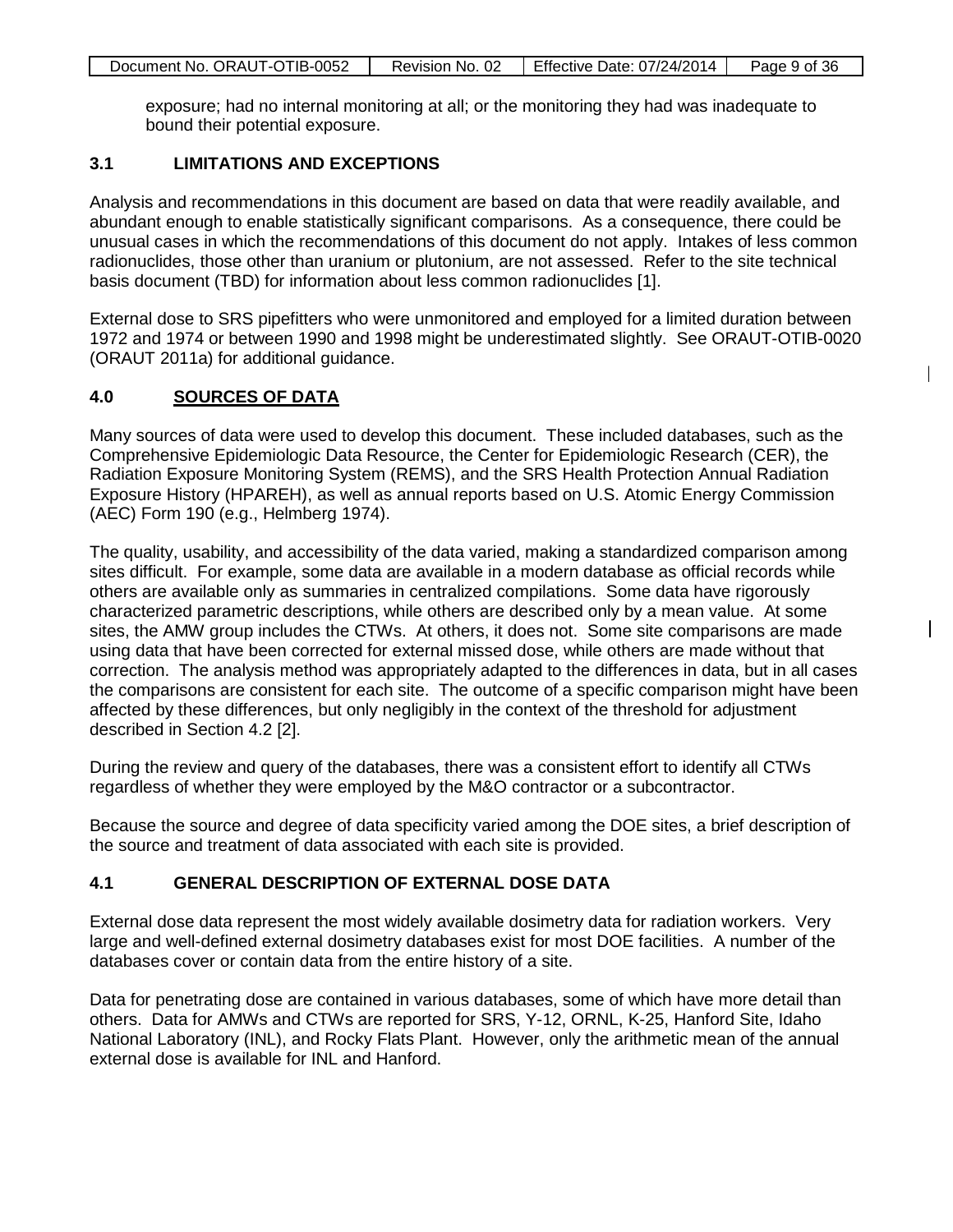exposure; had no internal monitoring at all; or the monitoring they had was inadequate to bound their potential exposure.

### 3.1 LIMITATIONS AND EXCEPTIONS

Analysis and recommendations in this document are based on data that were readily available, and abundant enough to enable statistically significant comparisons. As a consequence, there could be unusual cases in which the recommendations of this document do not apply. Intakes of less common radionuclides, those other than uranium or plutonium, are not assessed. Refer to the site technical basis document (TBD) for information about less common radionuclides [1].

External dose to SRS pipefitters who were unmonitored and employed for a limited duration between 1972 and 1974 or between 1990 and 1998 might be underestimated slightly. See ORAUT-OTIB-0020 (ORAUT 2011a) for additional guidance.

## 4.0 SOURCES OF DATA

Many sources of data were used to develop this document. These included databases, such as the Comprehensive Epidemiologic Data Resource, the Center for Epidemiologic Research (CER), the Radiation Exposure Monitoring System (REMS), and the SRS Health Protection Annual Radiation Exposure History (HPAREH), as well as annual reports based on U.S. Atomic Energy Commission (AEC) Form 190 (e.g., Helmberg 1974).

The quality, usability, and accessibility of the data varied, making a standardized comparison among sites difficult. For example, some data are available in a modern database as official records while others are available only as summaries in centralized compilations. Some data have rigorously characterized parametric descriptions, while others are described only by a mean value. At some sites, the AMW group includes the CTWs. At others, it does not. Some site comparisons are made using data that have been corrected for external missed dose, while others are made without that correction. The analysis method was appropriately adapted to the differences in data, but in all cases the comparisons are consistent for each site. The outcome of a specific comparison might have been affected by these differences, but only negligibly in the context of the threshold for adjustment described in Section 4.2 [2].

During the review and query of the databases, there was a consistent effort to identify all CTWs regardless of whether they were employed by the M&O contractor or a subcontractor.

Because the source and degree of data specificity varied among the DOE sites, a brief description of the source and treatment of data associated with each site is provided.

### 4.1 GENERAL DESCRIPTION OF EXTERNAL DOSE DATA

External dose data represent the most widely available dosimetry data for radiation workers. Very large and well-defined external dosimetry databases exist for most DOE facilities. A number of the databases cover or contain data from the entire history of a site.

Data for penetrating dose are contained in various databases, some of which have more detail than others. Data for AMWs and CTWs are reported for SRS, Y-12, ORNL, K-25, Hanford Site, Idaho National Laboratory (INL), and Rocky Flats Plant. However, only the arithmetic mean of the annual external dose is available for INL and Hanford.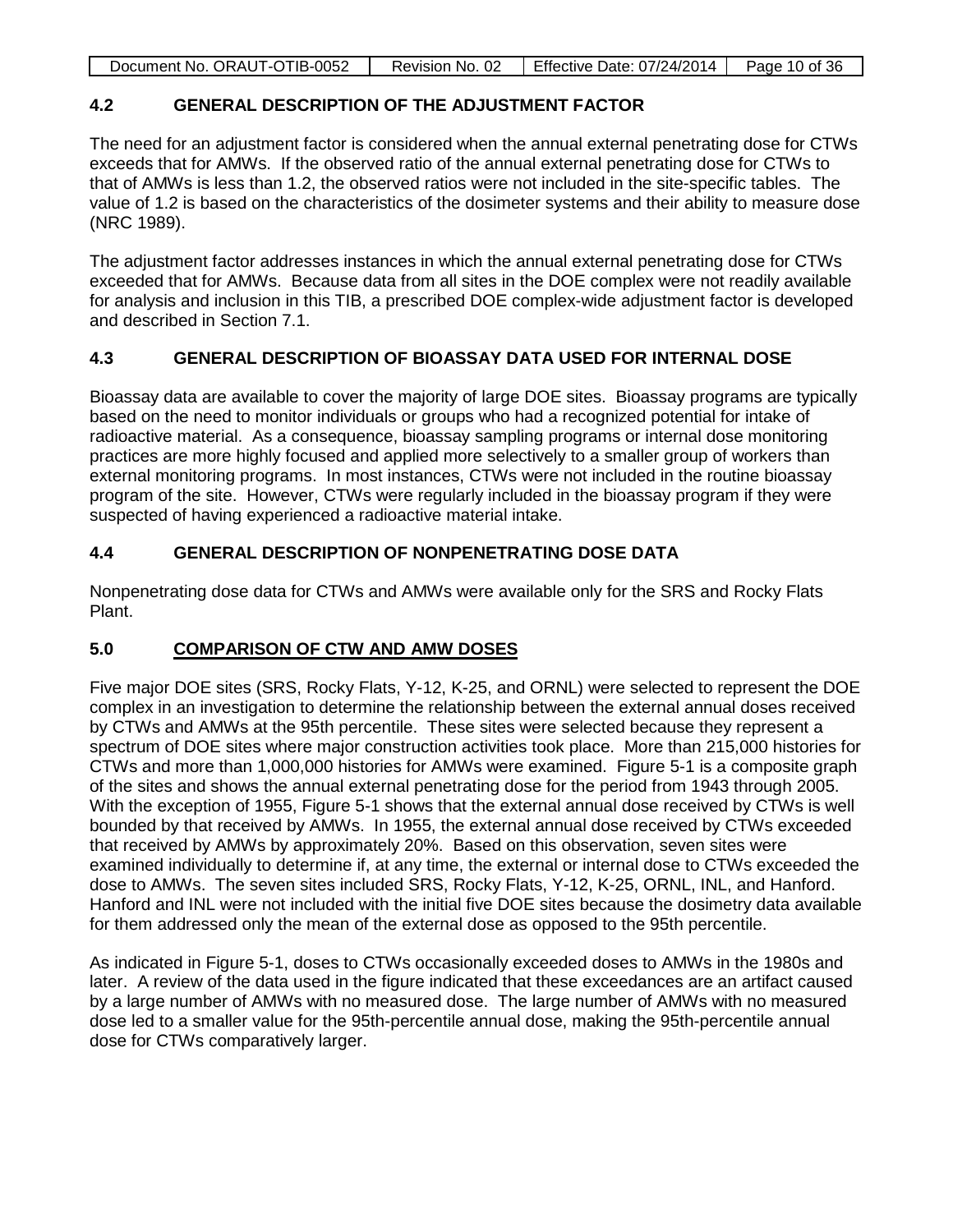## 4.2 GENERAL DESCRIPTION OF THE ADJUSTMENT FACTOR

The need for an adjustment factor is considered when the annual external penetrating dose for CTWs exceeds that for AMWs. If the observed ratio of the annual external penetrating dose for CTWs to that of AMWs is less than 1.2, the observed ratios were not included in the site-specific tables. The value of 1.2 is based on the characteristics of the dosimeter systems and their ability to measure dose (NRC 1989).

The adjustment factor addresses instances in which the annual external penetrating dose for CTWs exceeded that for AMWs. Because data from all sites in the DOE complex were not readily available for analysis and inclusion in this TIB, a prescribed DOE complex-wide adjustment factor is developed and described in Section 7.1.

## 4.3 GENERAL DESCRIPTION OF BIOASSAY DATA USED FOR INTERNAL DOSE

Bioassay data are available to cover the majority of large DOE sites. Bioassay programs are typically based on the need to monitor individuals or groups who had a recognized potential for intake of radioactive material. As a consequence, bioassay sampling programs or internal dose monitoring practices are more highly focused and applied more selectively to a smaller group of workers than external monitoring programs. In most instances, CTWs were not included in the routine bioassay program of the site. However, CTWs were regularly included in the bioassay program if they were suspected of having experienced a radioactive material intake.

## 4.4 GENERAL DESCRIPTION OF NONPENETRATING DOSE DATA

Nonpenetrating dose data for CTWs and AMWs were available only for the SRS and Rocky Flats Plant.

## 5.0 COMPARISON OF CTW AND AMW DOSES

Five major DOE sites (SRS, Rocky Flats, Y-12, K-25, and ORNL) were selected to represent the DOE complex in an investigation to determine the relationship between the external annual doses received by CTWs and AMWs at the 95th percentile. These sites were selected because they represent a spectrum of DOE sites where major construction activities took place. More than 215,000 histories for CTWs and more than 1,000,000 histories for AMWs were examined. Figure 5-1 is a composite graph of the sites and shows the annual external penetrating dose for the period from 1943 through 2005. With the exception of 1955, Figure 5-1 shows that the external annual dose received by CTWs is well bounded by that received by AMWs. In 1955, the external annual dose received by CTWs exceeded that received by AMWs by approximately 20%. Based on this observation, seven sites were examined individually to determine if, at any time, the external or internal dose to CTWs exceeded the dose to AMWs. The seven sites included SRS, Rocky Flats, Y-12, K-25, ORNL, INL, and Hanford. Hanford and INL were not included with the initial five DOE sites because the dosimetry data available for them addressed only the mean of the external dose as opposed to the 95th percentile.

As indicated in Figure 5-1, doses to CTWs occasionally exceeded doses to AMWs in the 1980s and later. A review of the data used in the figure indicated that these exceedances are an artifact caused by a large number of AMWs with no measured dose. The large number of AMWs with no measured dose led to a smaller value for the 95th-percentile annual dose, making the 95th-percentile annual dose for CTWs comparatively larger.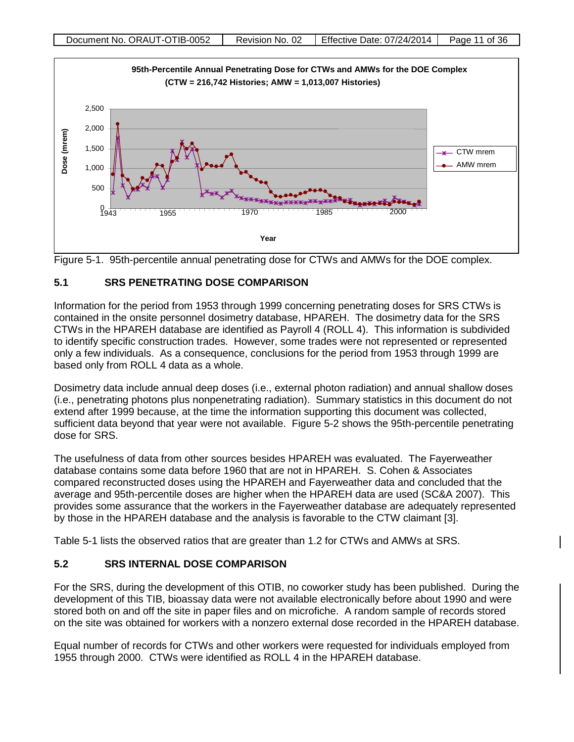Figure 5-1. 95th-percentile annual penetrating dose for CTWs and AMWs for the DOE complex.

## 5.1 SRS PENETRATING DOSE COMPARISON

Information for the period from 1953 through 1999 concerning penetrating doses for SRS CTWs is contained in the onsite personnel dosimetry database, HPAREH. The dosimetry data for the SRS CTWs in the HPAREH database are identified as Payroll 4 (ROLL 4). This information is subdivided to identify specific construction trades. However, some trades were not represented or represented only a few individuals. As a consequence, conclusions for the period from 1953 through 1999 are based only from ROLL 4 data as a whole.

Dosimetry data include annual deep doses (i.e., external photon radiation) and annual shallow doses (i.e., penetrating photons plus nonpenetrating radiation). Summary statistics in this document do not extend after 1999 because, at the time the information supporting this document was collected, sufficient data beyond that year were not available. Figure 5-2 shows the 95th-percentile penetrating dose for SRS.

The usefulness of data from other sources besides HPAREH was evaluated. The Fayerweather database contains some data before 1960 that are not in HPAREH. S. Cohen & Associates compared reconstructed doses using the HPAREH and Fayerweather data and concluded that the average and 95th-percentile doses are higher when the HPAREH data are used (SC&A 2007). This provides some assurance that the workers in the Fayerweather database are adequately represented by those in the HPAREH database and the analysis is favorable to the CTW claimant [3].

Table 5-1 lists the observed ratios that are greater than 1.2 for CTWs and AMWs at SRS.

## 5.2 SRS INTERNAL DOSE COMPARISON

For the SRS, during the development of this OTIB, no coworker study has been published. During the development of this TIB, bioassay data were not available electronically before about 1990 and were stored both on and off the site in paper files and on microfiche. A random sample of records stored on the site was obtained for workers with a nonzero external dose recorded in the HPAREH database.

Equal number of records for CTWs and other workers were requested for individuals employed from 1955 through 2000. CTWs were identified as ROLL 4 in the HPAREH database.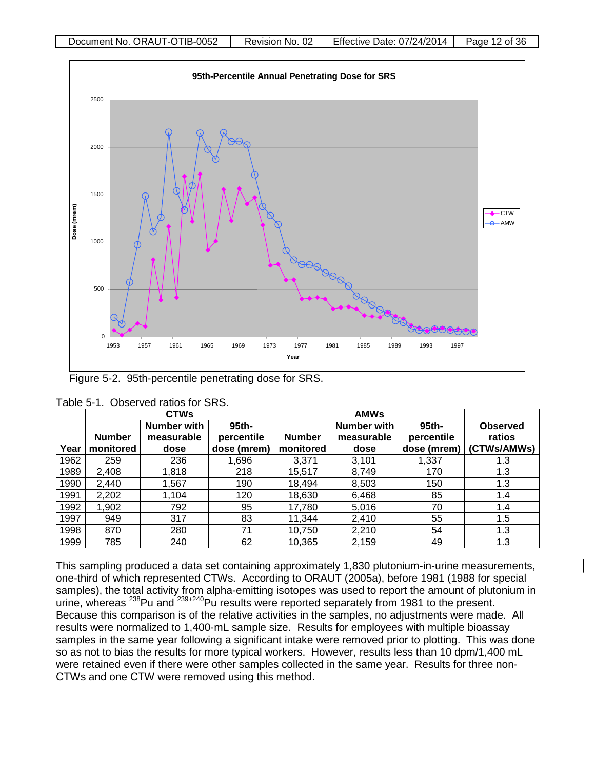Figure 5-2. 95th-percentile penetrating dose for SRS.

Table 5-1. Observed ratios for SRS.

| Year | CTWs | | | AMWs | | | Observed ratios (CTWs/AMWs) |
|---|---|---|---|---|---|---|---|
| | Number monitored | Number with measurable dose | 95th-percentile dose (mrem) | Number monitored | Number with measurable dose | 95th-percentile dose (mrem) | |
| 1962 | 259 | 236 | 1,696 | 3,371 | 3,101 | 1,337 | 1.3 |
| 1989 | 2,408 | 1,818 | 218 | 15,517 | 8,749 | 170 | 1.3 |
| 1990 | 2,440 | 1,567 | 190 | 18,494 | 8,503 | 150 | 1.3 |
| 1991 | 2,202 | 1,104 | 120 | 18,630 | 6,468 | 85 | 1.4 |
| 1992 | 1,902 | 792 | 95 | 17,780 | 5,016 | 70 | 1.4 |
| 1997 | 949 | 317 | 83 | 11,344 | 2,410 | 55 | 1.5 |
| 1998 | 870 | 280 | 71 | 10,750 | 2,210 | 54 | 1.3 |
| 1999 | 785 | 240 | 62 | 10,365 | 2,159 | 49 | 1.3 |

This sampling produced a data set containing approximately 1,830 plutonium-in-urine measurements, one-third of which represented CTWs. According to ORAUT (2005a), before 1981 (1988 for special samples), the total activity from alpha-emitting isotopes was used to report the amount of plutonium in urine, whereas $^{238}$Pu and $^{239+240}$Pu results were reported separately from 1981 to the present. Because this comparison is of the relative activities in the samples, no adjustments were made. All results were normalized to 1,400-mL sample size. Results for employees with multiple bioassay samples in the same year following a significant intake were removed prior to plotting. This was done so as not to bias the results for more typical workers. However, results less than 10 dpm/1,400 mL were retained even if there were other samples collected in the same year. Results for three non-CTWs and one CTW were removed using this method.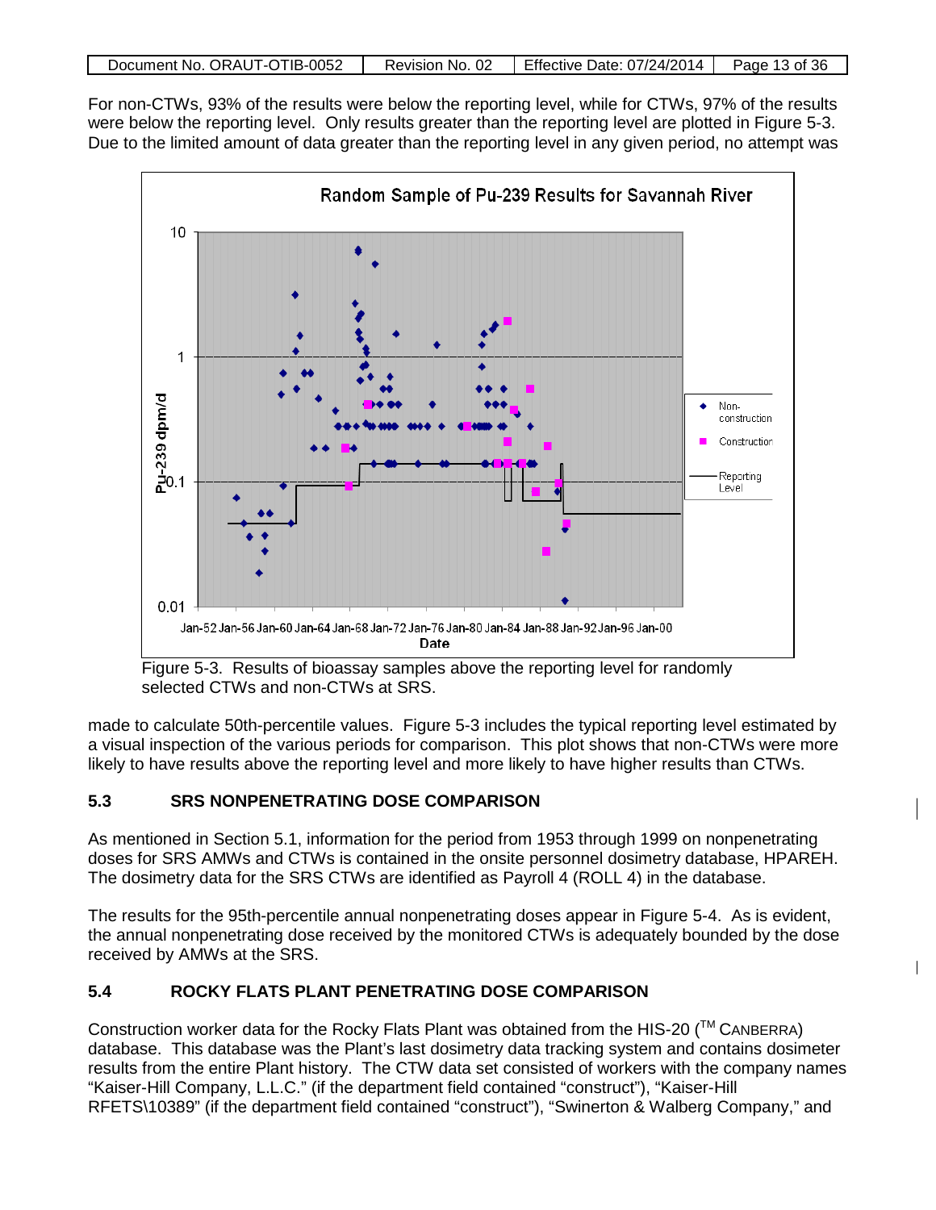For non-CTWs, 93% of the results were below the reporting level, while for CTWs, 97% of the results were below the reporting level. Only results greater than the reporting level are plotted in Figure 5-3. Due to the limited amount of data greater than the reporting level in any given period, no attempt was made to calculate 50th-percentile values. Figure 5-3 includes the typical reporting level estimated by a visual inspection of the various periods for comparison. This plot shows that non-CTWs were more likely to have results above the reporting level and more likely to have higher results than CTWs.

Figure 5-3. Results of bioassay samples above the reporting level for randomly selected CTWs and non-CTWs at SRS.

## 5.3 SRS NONPENETRATING DOSE COMPARISON

As mentioned in Section 5.1, information for the period from 1953 through 1999 on nonpenetrating doses for SRS AMWs and CTWs is contained in the onsite personnel dosimetry database, HPAREH. The dosimetry data for the SRS CTWs are identified as Payroll 4 (ROLL 4) in the database.

The results for the 95th-percentile annual nonpenetrating doses appear in Figure 5-4. As is evident, the annual nonpenetrating dose received by the monitored CTWs is adequately bounded by the dose received by AMWs at the SRS.

## 5.4 ROCKY FLATS PLANT PENETRATING DOSE COMPARISON

Construction worker data for the Rocky Flats Plant was obtained from the HIS-20 (TM CANBERRA) database. This database was the Plant's last dosimetry data tracking system and contains dosimeter results from the entire Plant history. The CTW data set consisted of workers with the company names "Kaiser-Hill Company, L.L.C." (if the department field contained "construct"), "Kaiser-Hill RFETS\10389" (if the department field contained "construct"), "Swinerton & Walberg Company," and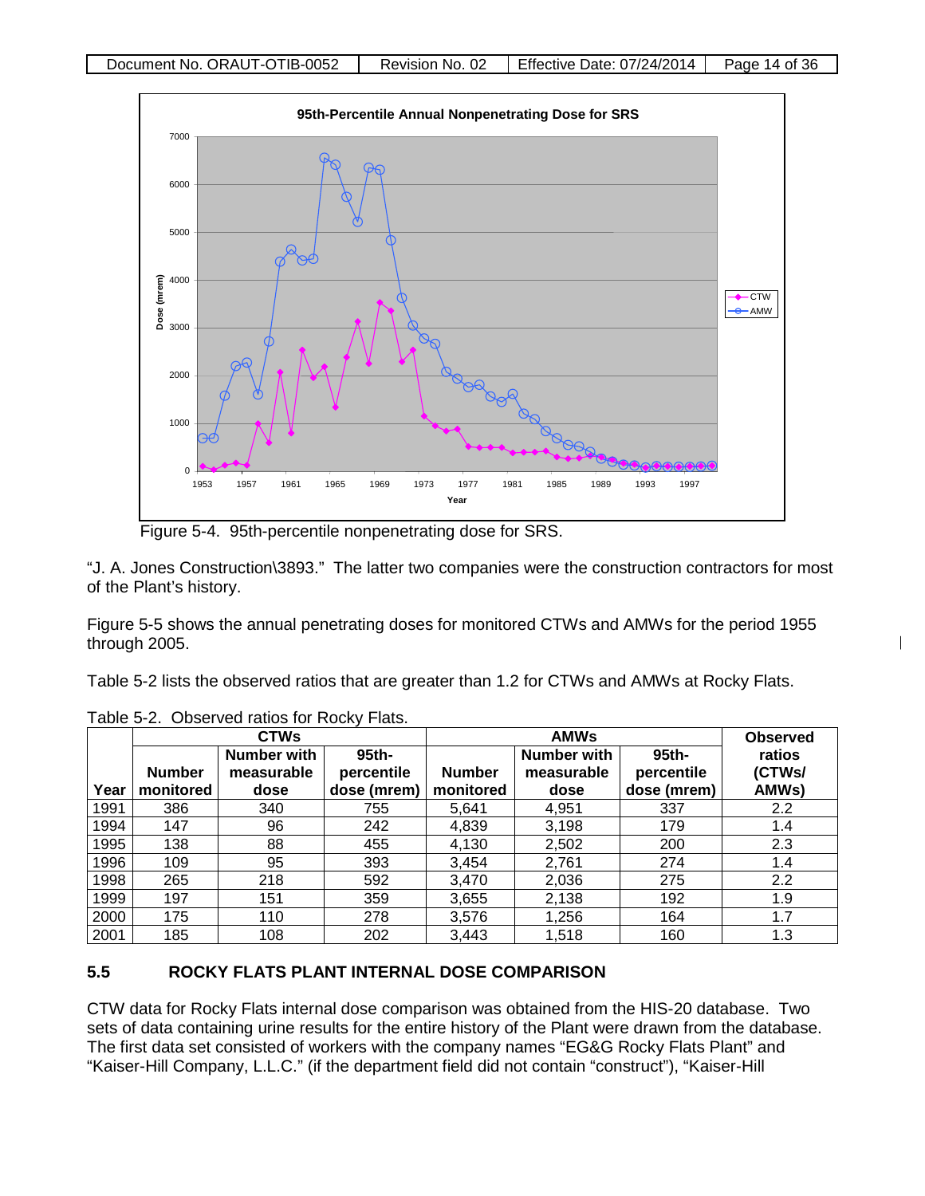Figure 5-4. 95th-percentile nonpenetrating dose for SRS.

"J. A. Jones Construction\3893." The latter two companies were the construction contractors for most of the Plant's history.

Figure 5-5 shows the annual penetrating doses for monitored CTWs and AMWs for the period 1955 through 2005.

Table 5-2 lists the observed ratios that are greater than 1.2 for CTWs and AMWs at Rocky Flats.

Table 5-2. Observed ratios for Rocky Flats.

| | CTWs | | | AMWs | | | Observed ratios (CTWs/ AMWs) |
|---|---|---|---|---|---|---|---|
| Year | Number monitored | Number with measurable dose | 95th-percentile dose (mrem) | Number monitored | Number with measurable dose | 95th-percentile dose (mrem) | |
| 1991 | 386 | 340 | 755 | 5,641 | 4,951 | 337 | 2.2 |
| 1994 | 147 | 96 | 242 | 4,839 | 3,198 | 179 | 1.4 |
| 1995 | 138 | 88 | 455 | 4,130 | 2,502 | 200 | 2.3 |
| 1996 | 109 | 95 | 393 | 3,454 | 2,761 | 274 | 1.4 |
| 1998 | 265 | 218 | 592 | 3,470 | 2,036 | 275 | 2.2 |
| 1999 | 197 | 151 | 359 | 3,655 | 2,138 | 192 | 1.9 |
| 2000 | 175 | 110 | 278 | 3,576 | 1,256 | 164 | 1.7 |
| 2001 | 185 | 108 | 202 | 3,443 | 1,518 | 160 | 1.3 |

## 5.5 ROCKY FLATS PLANT INTERNAL DOSE COMPARISON

CTW data for Rocky Flats internal dose comparison was obtained from the HIS-20 database. Two sets of data containing urine results for the entire history of the Plant were drawn from the database. The first data set consisted of workers with the company names "EG&G Rocky Flats Plant" and "Kaiser-Hill Company, L.L.C." (if the department field did not contain "construct"), "Kaiser-Hill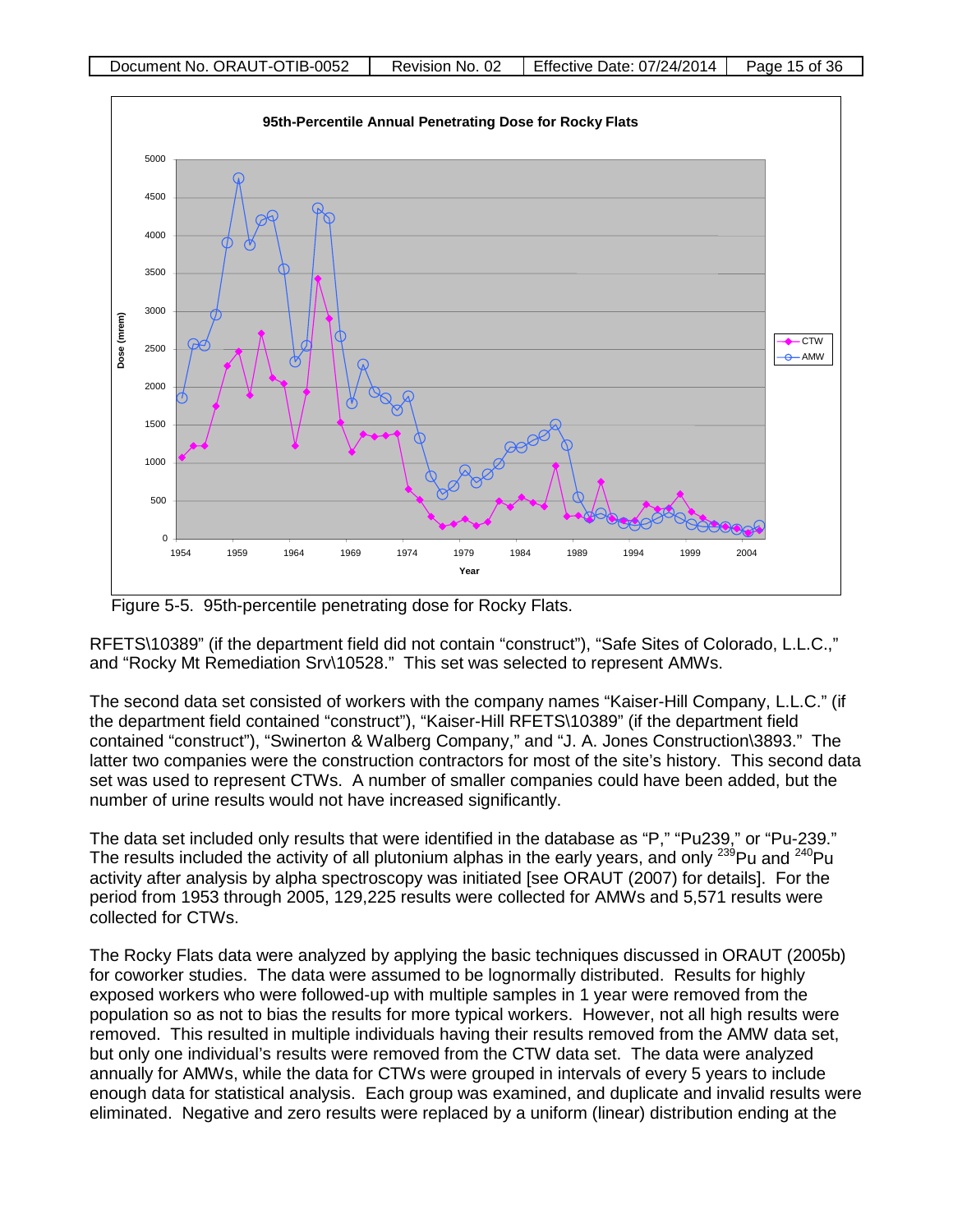Figure 5-5. 95th-percentile penetrating dose for Rocky Flats.

RFETS\10389" (if the department field did not contain "construct"), "Safe Sites of Colorado, L.L.C.," and "Rocky Mt Remediation Srv\10528." This set was selected to represent AMWs.

The second data set consisted of workers with the company names "Kaiser-Hill Company, L.L.C." (if the department field contained "construct"), "Kaiser-Hill RFETS\10389" (if the department field contained "construct"), "Swinerton & Walberg Company," and "J. A. Jones Construction\3893." The latter two companies were the construction contractors for most of the site's history. This second data set was used to represent CTWs. A number of smaller companies could have been added, but the number of urine results would not have increased significantly.

The data set included only results that were identified in the database as "P," "Pu239," or "Pu-239." The results included the activity of all plutonium alphas in the early years, and only $^{239}$Pu and $^{240}$Pu activity after analysis by alpha spectroscopy was initiated [see ORAUT (2007) for details]. For the period from 1953 through 2005, 129,225 results were collected for AMWs and 5,571 results were collected for CTWs.

The Rocky Flats data were analyzed by applying the basic techniques discussed in ORAUT (2005b) for coworker studies. The data were assumed to be lognormally distributed. Results for highly exposed workers who were followed-up with multiple samples in 1 year were removed from the population so as not to bias the results for more typical workers. However, not all high results were removed. This resulted in multiple individuals having their results removed from the AMW data set, but only one individual's results were removed from the CTW data set. The data were analyzed annually for AMWs, while the data for CTWs were grouped in intervals of every 5 years to include enough data for statistical analysis. Each group was examined, and duplicate and invalid results were eliminated. Negative and zero results were replaced by a uniform (linear) distribution ending at the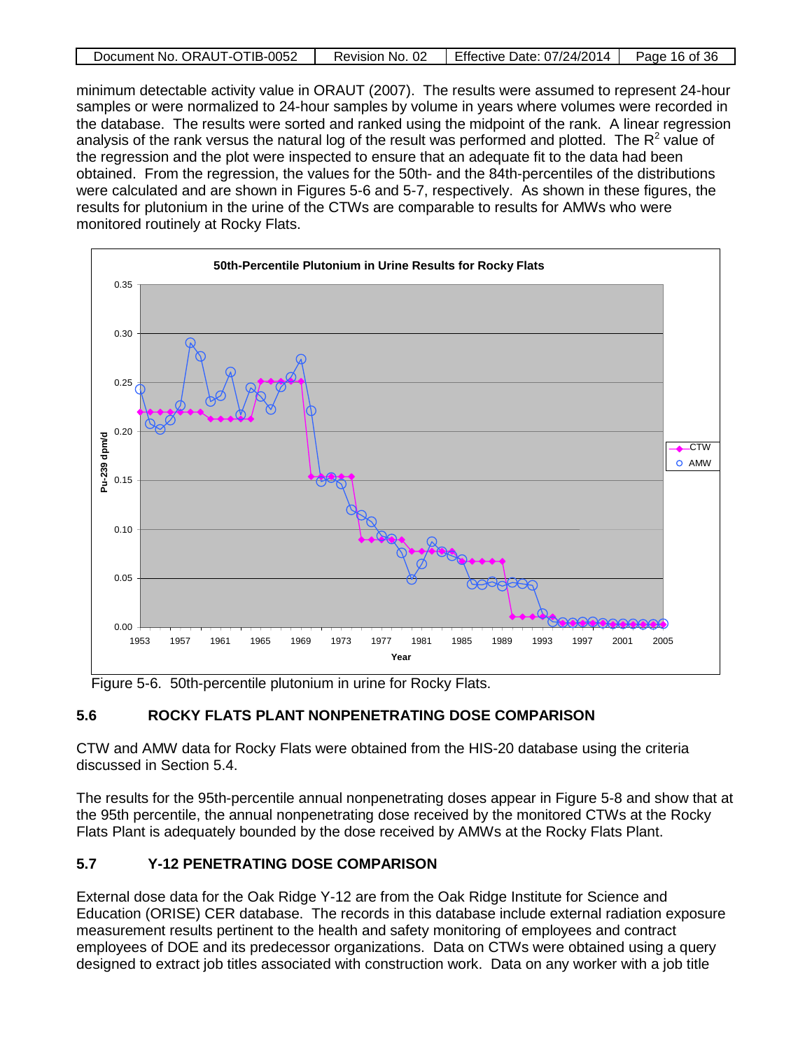minimum detectable activity value in ORAUT (2007). The results were assumed to represent 24-hour samples or were normalized to 24-hour samples by volume in years where volumes were recorded in the database. The results were sorted and ranked using the midpoint of the rank. A linear regression analysis of the rank versus the natural log of the result was performed and plotted. The $R^2$ value of the regression and the plot were inspected to ensure that an adequate fit to the data had been obtained. From the regression, the values for the 50th- and the 84th-percentiles of the distributions were calculated and are shown in Figures 5-6 and 5-7, respectively. As shown in these figures, the results for plutonium in the urine of the CTWs are comparable to results for AMWs who were monitored routinely at Rocky Flats.

Figure 5-6. 50th-percentile plutonium in urine for Rocky Flats.

## 5.6 ROCKY FLATS PLANT NONPENETRATING DOSE COMPARISON

CTW and AMW data for Rocky Flats were obtained from the HIS-20 database using the criteria discussed in Section 5.4.

The results for the 95th-percentile annual nonpenetrating doses appear in Figure 5-8 and show that at the 95th percentile, the annual nonpenetrating dose received by the monitored CTWs at the Rocky Flats Plant is adequately bounded by the dose received by AMWs at the Rocky Flats Plant.

## 5.7 Y-12 PENETRATING DOSE COMPARISON

External dose data for the Oak Ridge Y-12 are from the Oak Ridge Institute for Science and Education (ORISE) CER database. The records in this database include external radiation exposure measurement results pertinent to the health and safety monitoring of employees and contract employees of DOE and its predecessor organizations. Data on CTWs were obtained using a query designed to extract job titles associated with construction work. Data on any worker with a job title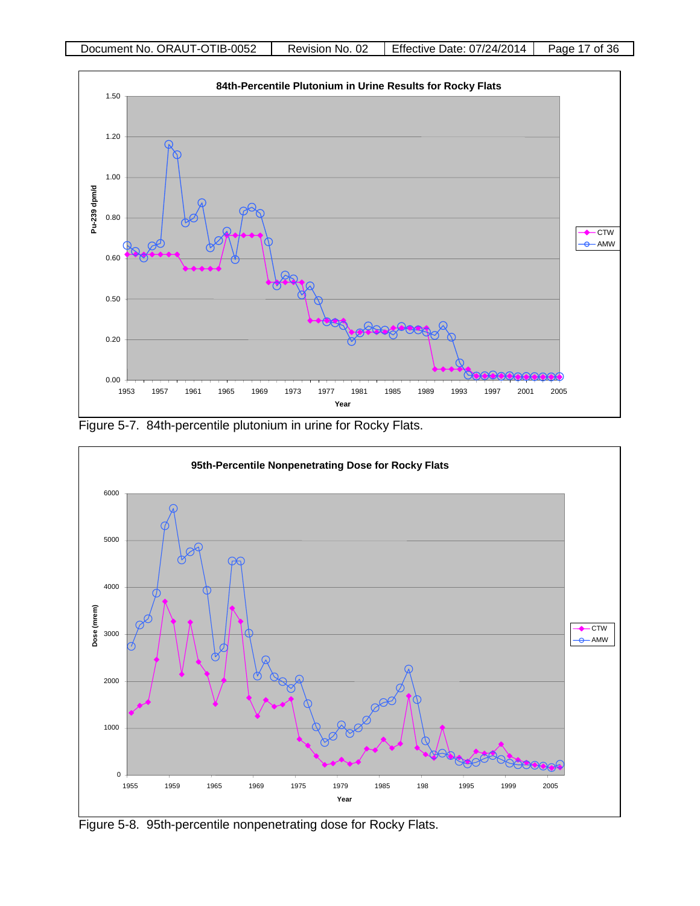Figure 5-7. 84th-percentile plutonium in urine for Rocky Flats.

Figure 5-8. 95th-percentile nonpenetrating dose for Rocky Flats.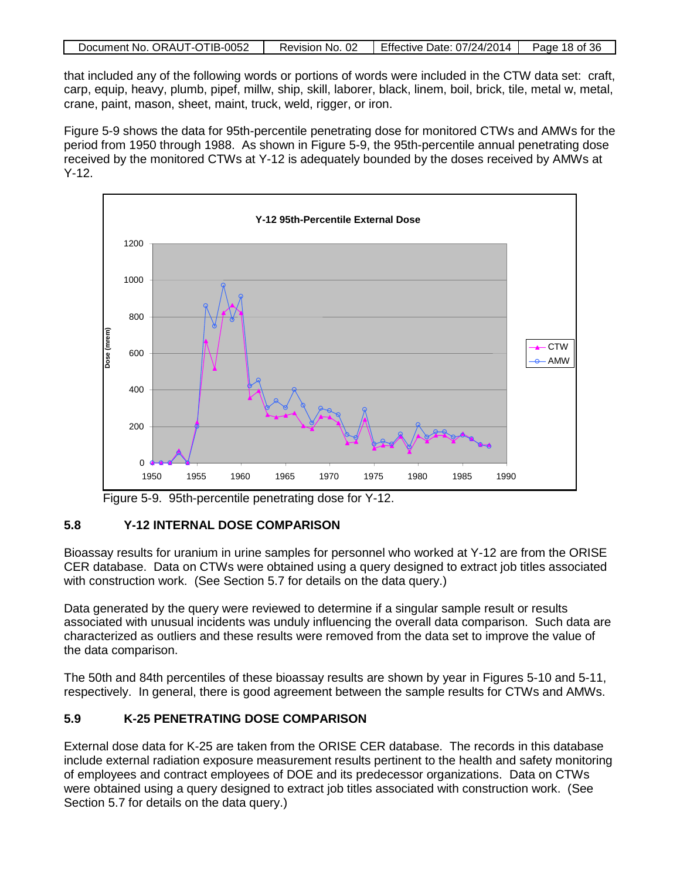that included any of the following words or portions of words were included in the CTW data set: craft, carp, equip, heavy, plumb, pipef, millw, ship, skill, laborer, black, linem, boil, brick, tile, metal w, metal, crane, paint, mason, sheet, maint, truck, weld, rigger, or iron.

Figure 5-9 shows the data for 95th-percentile penetrating dose for monitored CTWs and AMWs for the period from 1950 through 1988. As shown in Figure 5-9, the 95th-percentile annual penetrating dose received by the monitored CTWs at Y-12 is adequately bounded by the doses received by AMWs at Y-12.

Figure 5-9. 95th-percentile penetrating dose for Y-12.

## 5.8 Y-12 INTERNAL DOSE COMPARISON

Bioassay results for uranium in urine samples for personnel who worked at Y-12 are from the ORISE CER database. Data on CTWs were obtained using a query designed to extract job titles associated with construction work. (See Section 5.7 for details on the data query.)

Data generated by the query were reviewed to determine if a singular sample result or results associated with unusual incidents was unduly influencing the overall data comparison. Such data are characterized as outliers and these results were removed from the data set to improve the value of the data comparison.

The 50th and 84th percentiles of these bioassay results are shown by year in Figures 5-10 and 5-11, respectively. In general, there is good agreement between the sample results for CTWs and AMWs.

## 5.9 K-25 PENETRATING DOSE COMPARISON

External dose data for K-25 are taken from the ORISE CER database. The records in this database include external radiation exposure measurement results pertinent to the health and safety monitoring of employees and contract employees of DOE and its predecessor organizations. Data on CTWs were obtained using a query designed to extract job titles associated with construction work. (See Section 5.7 for details on the data query.)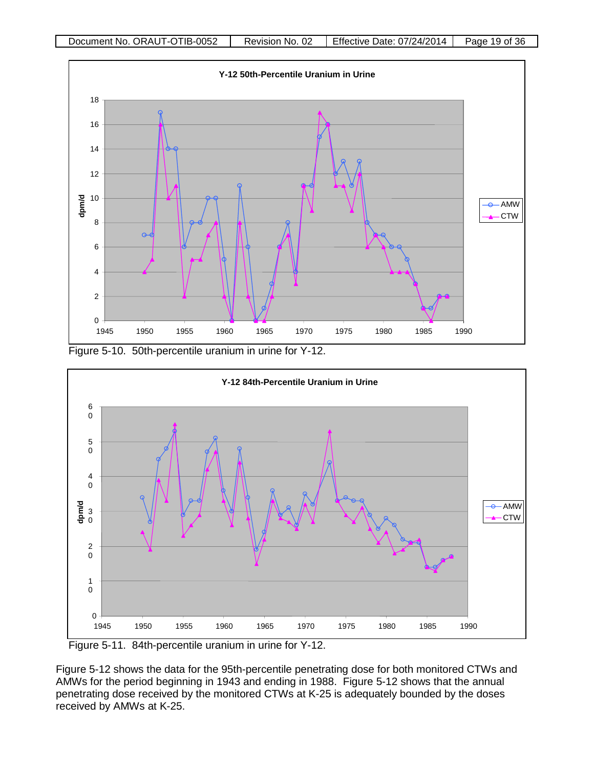Figure 5-10. 50th-percentile uranium in urine for Y-12.

Figure 5-11. 84th-percentile uranium in urine for Y-12.

Figure 5-12 shows the data for the 95th-percentile penetrating dose for both monitored CTWs and AMWs for the period beginning in 1943 and ending in 1988. Figure 5-12 shows that the annual penetrating dose received by the monitored CTWs at K-25 is adequately bounded by the doses received by AMWs at K-25.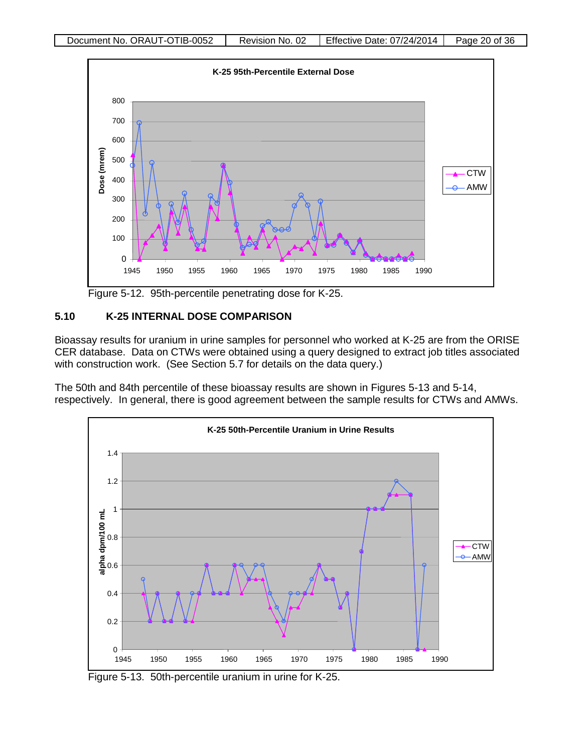Figure 5-12. 95th-percentile penetrating dose for K-25.

## 5.10 K-25 INTERNAL DOSE COMPARISON

Bioassay results for uranium in urine samples for personnel who worked at K-25 are from the ORISE CER database. Data on CTWs were obtained using a query designed to extract job titles associated with construction work. (See Section 5.7 for details on the data query.)

The 50th and 84th percentile of these bioassay results are shown in Figures 5-13 and 5-14, respectively. In general, there is good agreement between the sample results for CTWs and AMWs.

Figure 5-13. 50th-percentile uranium in urine for K-25.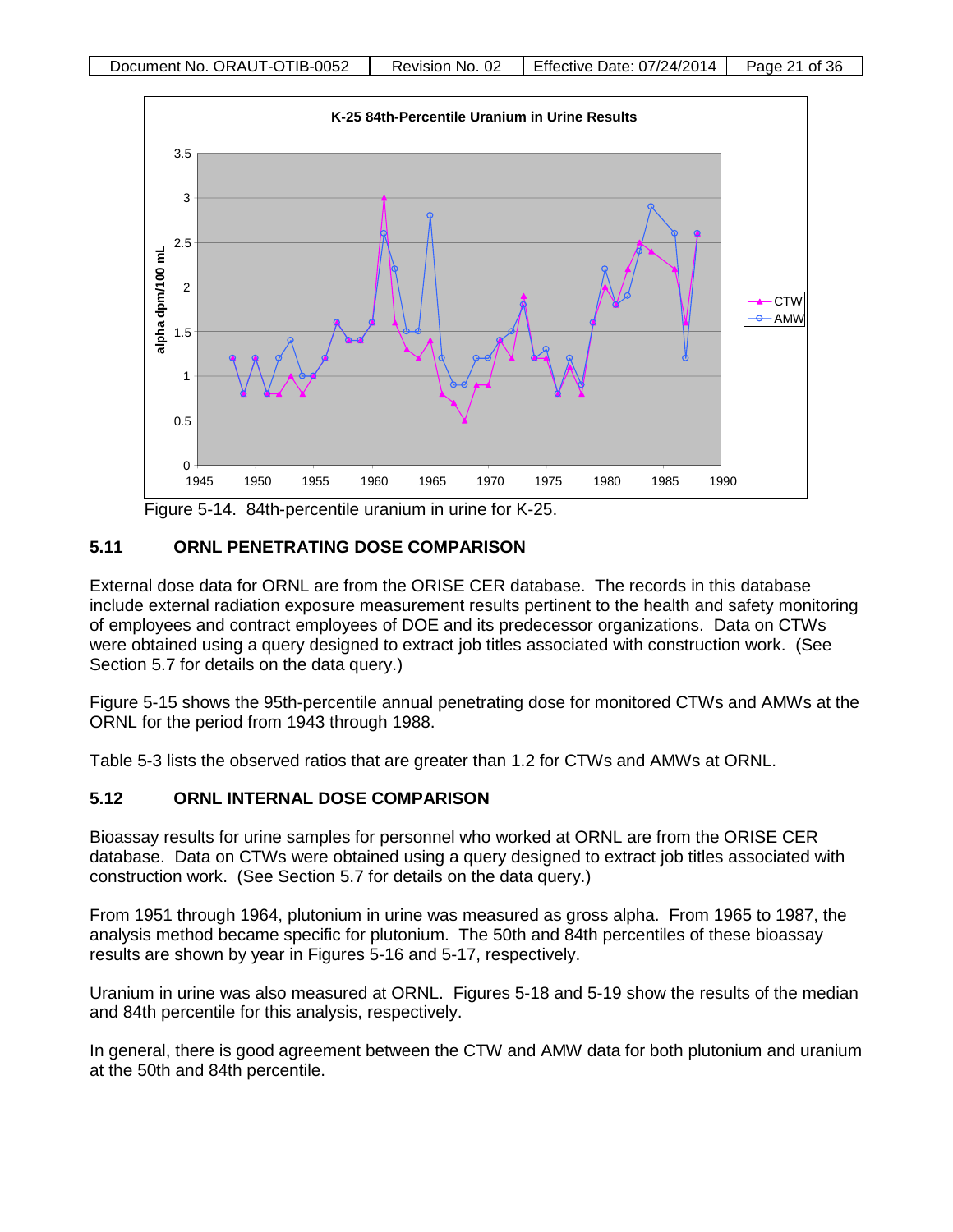Figure 5-14. 84th-percentile uranium in urine for K-25.

## 5.11 ORNL PENETRATING DOSE COMPARISON

External dose data for ORNL are from the ORISE CER database. The records in this database include external radiation exposure measurement results pertinent to the health and safety monitoring of employees and contract employees of DOE and its predecessor organizations. Data on CTWs were obtained using a query designed to extract job titles associated with construction work. (See Section 5.7 for details on the data query.)

Figure 5-15 shows the 95th-percentile annual penetrating dose for monitored CTWs and AMWs at the ORNL for the period from 1943 through 1988.

Table 5-3 lists the observed ratios that are greater than 1.2 for CTWs and AMWs at ORNL.

## 5.12 ORNL INTERNAL DOSE COMPARISON

Bioassay results for urine samples for personnel who worked at ORNL are from the ORISE CER database. Data on CTWs were obtained using a query designed to extract job titles associated with construction work. (See Section 5.7 for details on the data query.)

From 1951 through 1964, plutonium in urine was measured as gross alpha. From 1965 to 1987, the analysis method became specific for plutonium. The 50th and 84th percentiles of these bioassay results are shown by year in Figures 5-16 and 5-17, respectively.

Uranium in urine was also measured at ORNL. Figures 5-18 and 5-19 show the results of the median and 84th percentile for this analysis, respectively.

In general, there is good agreement between the CTW and AMW data for both plutonium and uranium at the 50th and 84th percentile.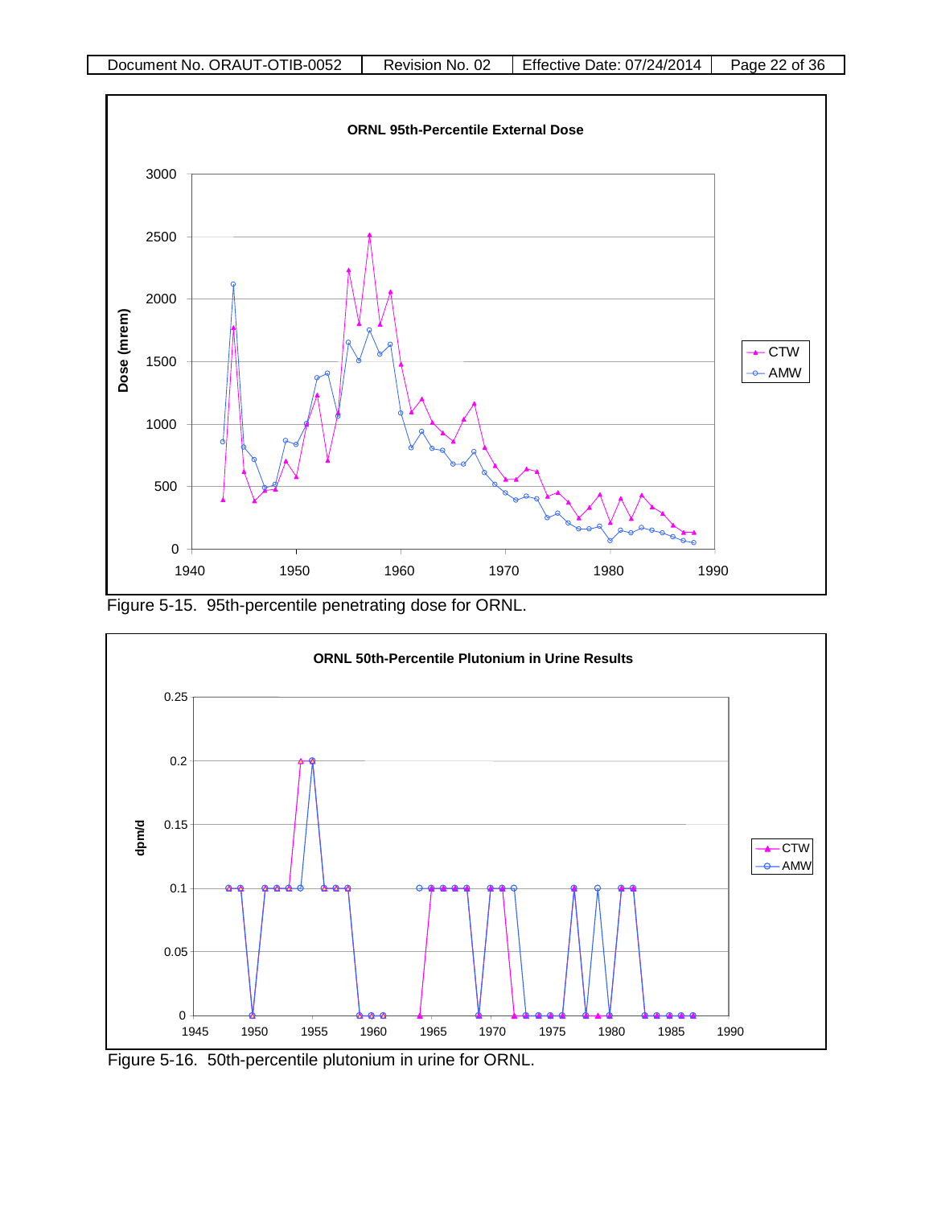Figure 5-15. 95th-percentile penetrating dose for ORNL.

Figure 5-16. 50th-percentile plutonium in urine for ORNL.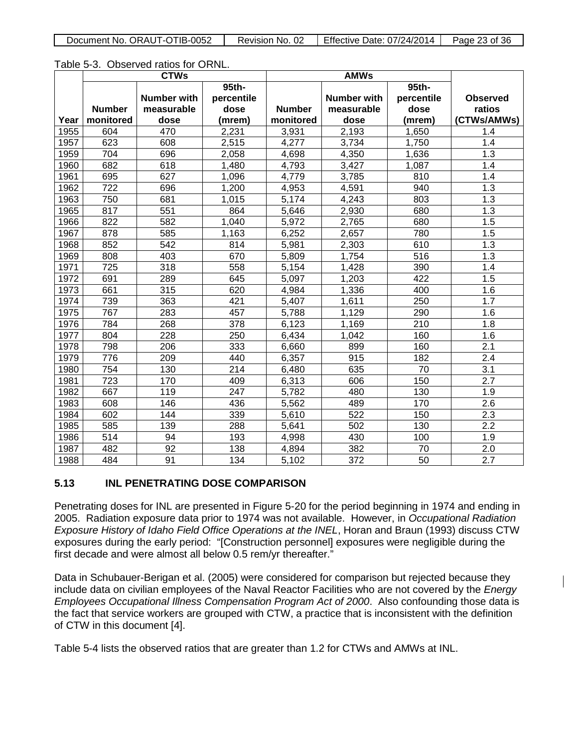Table 5-3. Observed ratios for ORNL.

| Year | CTWs | | | AMWs | | | Observed ratios (CTWs/AMWs) |
|---|---|---|---|---|---|---|---|
| | Number monitored | Number with measurable dose | 95th-percentile dose (mrem) | Number monitored | Number with measurable dose | 95th-percentile dose (mrem) | |
| 1955 | 604 | 470 | 2,231 | 3,931 | 2,193 | 1,650 | 1.4 |
| 1957 | 623 | 608 | 2,515 | 4,277 | 3,734 | 1,750 | 1.4 |
| 1959 | 704 | 696 | 2,058 | 4,698 | 4,350 | 1,636 | 1.3 |
| 1960 | 682 | 618 | 1,480 | 4,793 | 3,427 | 1,087 | 1.4 |
| 1961 | 695 | 627 | 1,096 | 4,779 | 3,785 | 810 | 1.4 |
| 1962 | 722 | 696 | 1,200 | 4,953 | 4,591 | 940 | 1.3 |
| 1963 | 750 | 681 | 1,015 | 5,174 | 4,243 | 803 | 1.3 |
| 1965 | 817 | 551 | 864 | 5,646 | 2,930 | 680 | 1.3 |
| 1966 | 822 | 582 | 1,040 | 5,972 | 2,765 | 680 | 1.5 |
| 1967 | 878 | 585 | 1,163 | 6,252 | 2,657 | 780 | 1.5 |
| 1968 | 852 | 542 | 814 | 5,981 | 2,303 | 610 | 1.3 |
| 1969 | 808 | 403 | 670 | 5,809 | 1,754 | 516 | 1.3 |
| 1971 | 725 | 318 | 558 | 5,154 | 1,428 | 390 | 1.4 |
| 1972 | 691 | 289 | 645 | 5,097 | 1,203 | 422 | 1.5 |
| 1973 | 661 | 315 | 620 | 4,984 | 1,336 | 400 | 1.6 |
| 1974 | 739 | 363 | 421 | 5,407 | 1,611 | 250 | 1.7 |
| 1975 | 767 | 283 | 457 | 5,788 | 1,129 | 290 | 1.6 |
| 1976 | 784 | 268 | 378 | 6,123 | 1,169 | 210 | 1.8 |
| 1977 | 804 | 228 | 250 | 6,434 | 1,042 | 160 | 1.6 |
| 1978 | 798 | 206 | 333 | 6,660 | 899 | 160 | 2.1 |
| 1979 | 776 | 209 | 440 | 6,357 | 915 | 182 | 2.4 |
| 1980 | 754 | 130 | 214 | 6,480 | 635 | 70 | 3.1 |
| 1981 | 723 | 170 | 409 | 6,313 | 606 | 150 | 2.7 |
| 1982 | 667 | 119 | 247 | 5,782 | 480 | 130 | 1.9 |
| 1983 | 608 | 146 | 436 | 5,562 | 489 | 170 | 2.6 |
| 1984 | 602 | 144 | 339 | 5,610 | 522 | 150 | 2.3 |
| 1985 | 585 | 139 | 288 | 5,641 | 502 | 130 | 2.2 |
| 1986 | 514 | 94 | 193 | 4,998 | 430 | 100 | 1.9 |
| 1987 | 482 | 92 | 138 | 4,894 | 382 | 70 | 2.0 |
| 1988 | 484 | 91 | 134 | 5,102 | 372 | 50 | 2.7 |

## 5.13 INL PENETRATING DOSE COMPARISON

Penetrating doses for INL are presented in Figure 5-20 for the period beginning in 1974 and ending in 2005. Radiation exposure data prior to 1974 was not available. However, in *Occupational Radiation Exposure History of Idaho Field Office Operations at the INEL*, Horan and Braun (1993) discuss CTW exposures during the early period: "[Construction personnel] exposures were negligible during the first decade and were almost all below 0.5 rem/yr thereafter."

Data in Schubauer-Berigan et al. (2005) were considered for comparison but rejected because they include data on civilian employees of the Naval Reactor Facilities who are not covered by the *Energy Employees Occupational Illness Compensation Program Act of 2000*. Also confounding those data is the fact that service workers are grouped with CTW, a practice that is inconsistent with the definition of CTW in this document [4].

Table 5-4 lists the observed ratios that are greater than 1.2 for CTWs and AMWs at INL.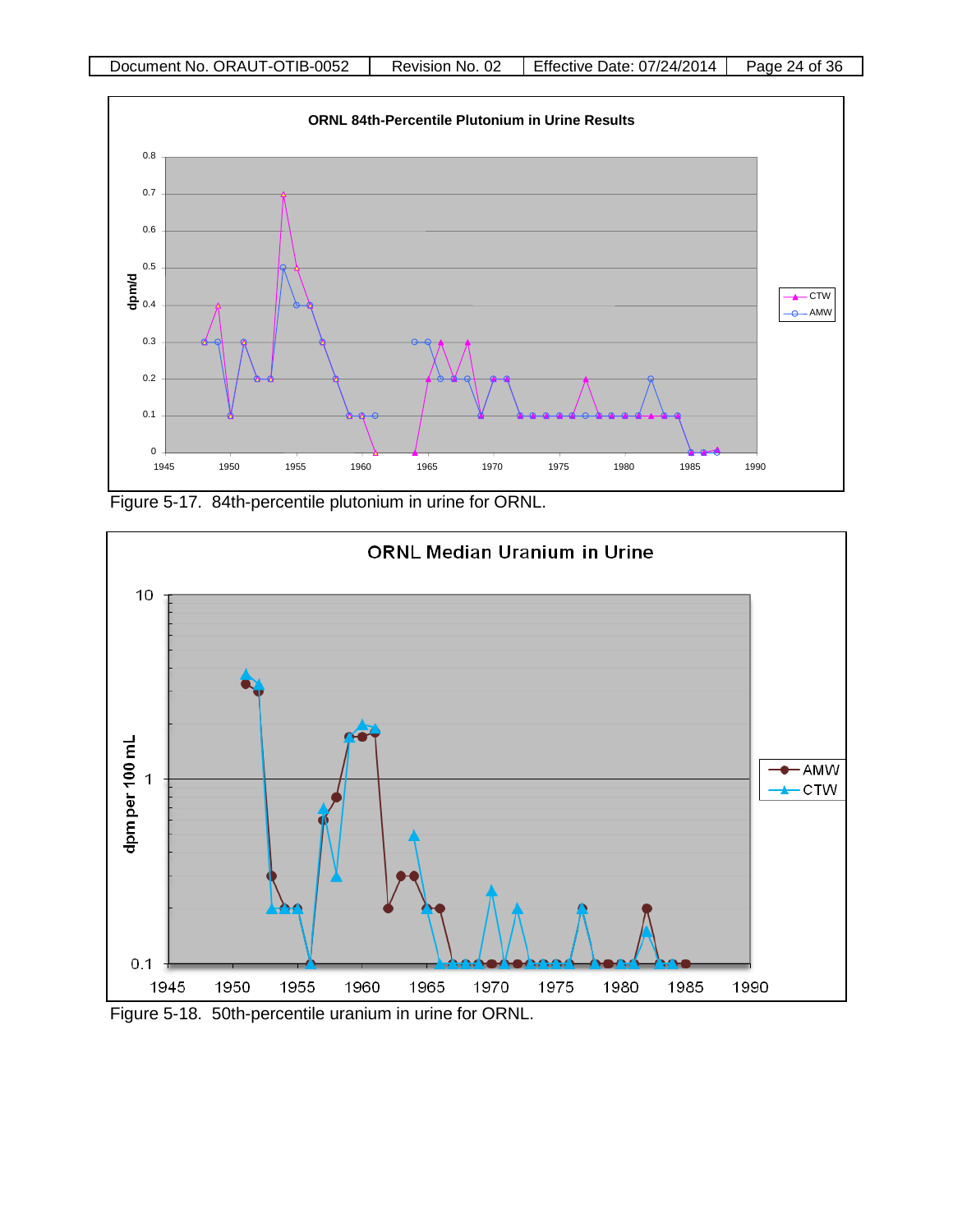Figure 5-17. 84th-percentile plutonium in urine for ORNL.

Figure 5-18. 50th-percentile uranium in urine for ORNL.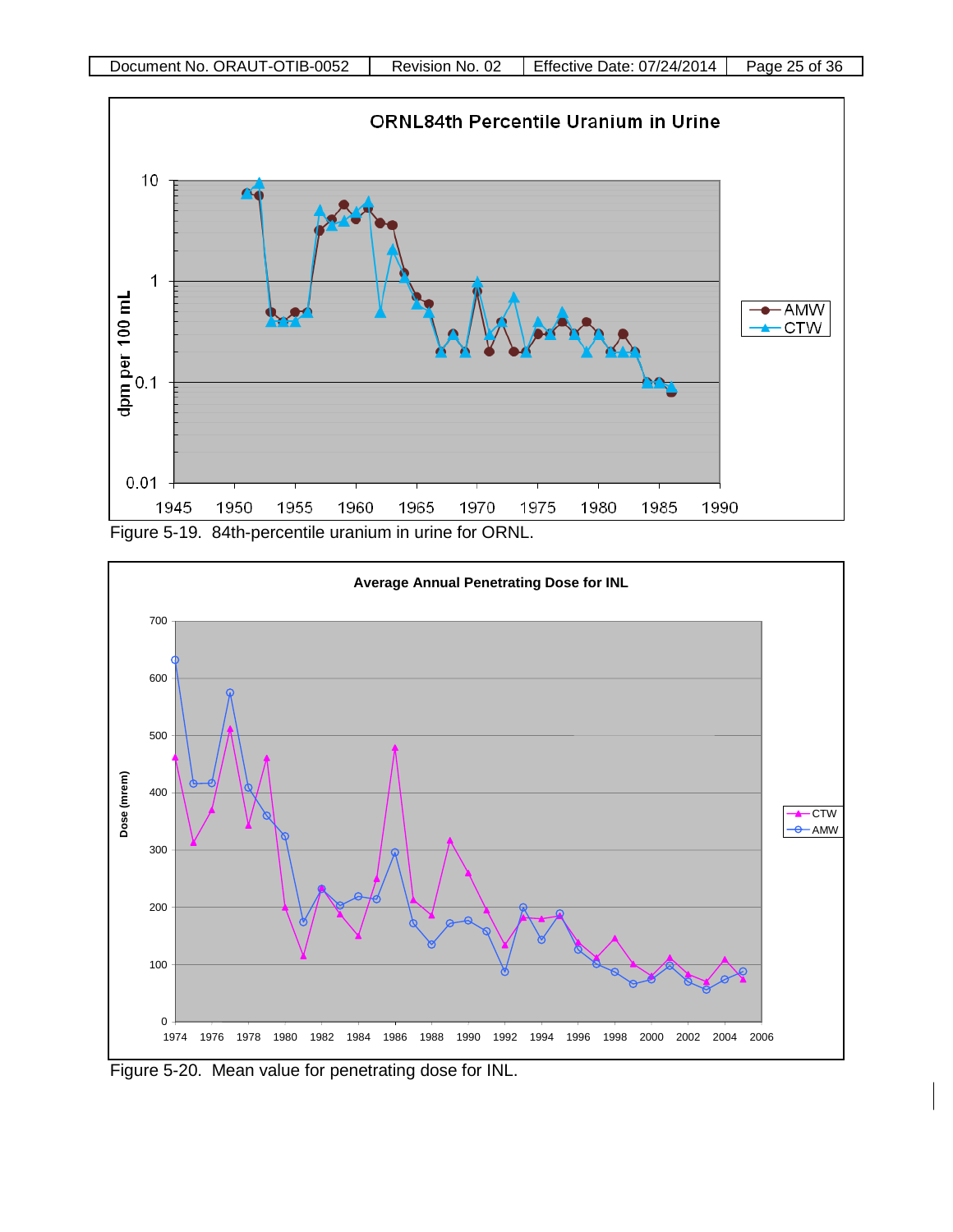Figure 5-19. 84th-percentile uranium in urine for ORNL.

Figure 5-20. Mean value for penetrating dose for INL.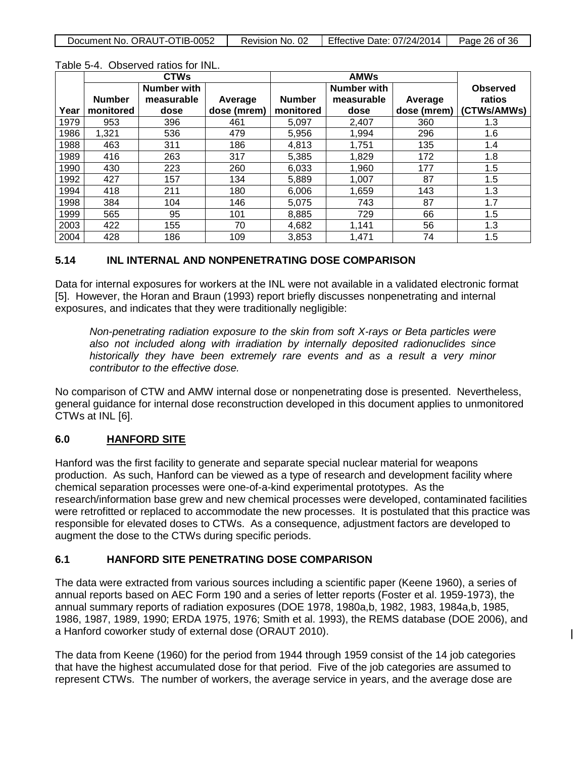Table 5-4. Observed ratios for INL.

| Year | CTWs | | | AMWs | | | Observed ratios (CTWs/AMWs) |
|---|---|---|---|---|---|---|---|
| | Number monitored | Number with measurable dose | Average dose (mrem) | Number monitored | Number with measurable dose | Average dose (mrem) | |
| 1979 | 953 | 396 | 461 | 5,097 | 2,407 | 360 | 1.3 |
| 1986 | 1,321 | 536 | 479 | 5,956 | 1,994 | 296 | 1.6 |
| 1988 | 463 | 311 | 186 | 4,813 | 1,751 | 135 | 1.4 |
| 1989 | 416 | 263 | 317 | 5,385 | 1,829 | 172 | 1.8 |
| 1990 | 430 | 223 | 260 | 6,033 | 1,960 | 177 | 1.5 |
| 1992 | 427 | 157 | 134 | 5,889 | 1,007 | 87 | 1.5 |
| 1994 | 418 | 211 | 180 | 6,006 | 1,659 | 143 | 1.3 |
| 1998 | 384 | 104 | 146 | 5,075 | 743 | 87 | 1.7 |
| 1999 | 565 | 95 | 101 | 8,885 | 729 | 66 | 1.5 |
| 2003 | 422 | 155 | 70 | 4,682 | 1,141 | 56 | 1.3 |
| 2004 | 428 | 186 | 109 | 3,853 | 1,471 | 74 | 1.5 |

## 5.14 INL INTERNAL AND NONPENETRATING DOSE COMPARISON

Data for internal exposures for workers at the INL were not available in a validated electronic format [5]. However, the Horan and Braun (1993) report briefly discusses nonpenetrating and internal exposures, and indicates that they were traditionally negligible:

> *Non-penetrating radiation exposure to the skin from soft X-rays or Beta particles were also not included along with irradiation by internally deposited radionuclides since historically they have been extremely rare events and as a result a very minor contributor to the effective dose.*

No comparison of CTW and AMW internal dose or nonpenetrating dose is presented. Nevertheless, general guidance for internal dose reconstruction developed in this document applies to unmonitored CTWs at INL [6].

# 6.0 HANFORD SITE

Hanford was the first facility to generate and separate special nuclear material for weapons production. As such, Hanford can be viewed as a type of research and development facility where chemical separation processes were one-of-a-kind experimental prototypes. As the research/information base grew and new chemical processes were developed, contaminated facilities were retrofitted or replaced to accommodate the new processes. It is postulated that this practice was responsible for elevated doses to CTWs. As a consequence, adjustment factors are developed to augment the dose to the CTWs during specific periods.

## 6.1 HANFORD SITE PENETRATING DOSE COMPARISON

The data were extracted from various sources including a scientific paper (Keene 1960), a series of annual reports based on AEC Form 190 and a series of letter reports (Foster et al. 1959-1973), the annual summary reports of radiation exposures (DOE 1978, 1980a,b, 1982, 1983, 1984a,b, 1985, 1986, 1987, 1989, 1990; ERDA 1975, 1976; Smith et al. 1993), the REMS database (DOE 2006), and a Hanford coworker study of external dose (ORAUT 2010).

The data from Keene (1960) for the period from 1944 through 1959 consist of the 14 job categories that have the highest accumulated dose for that period. Five of the job categories are assumed to represent CTWs. The number of workers, the average service in years, and the average dose are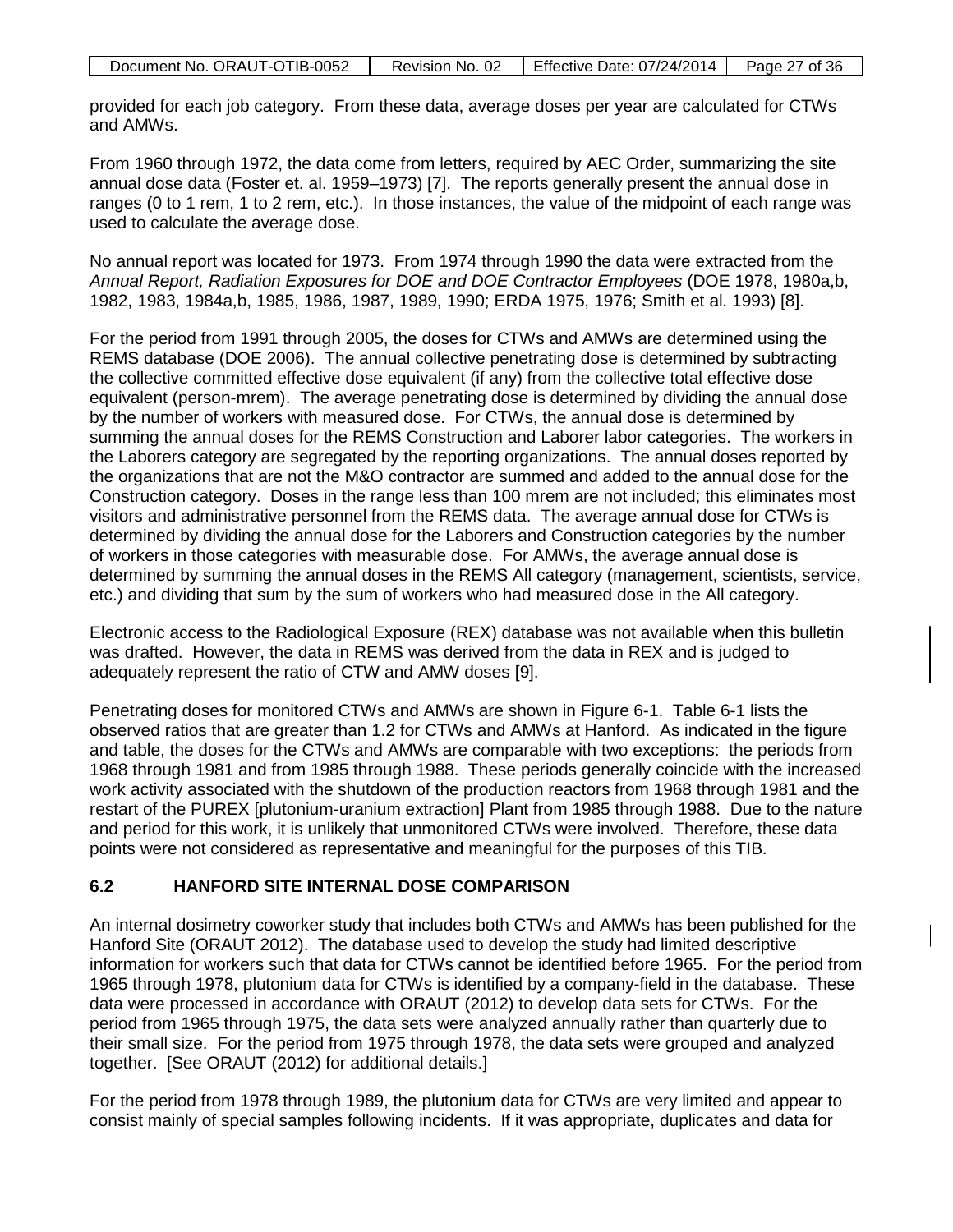provided for each job category. From these data, average doses per year are calculated for CTWs and AMWs.

From 1960 through 1972, the data come from letters, required by AEC Order, summarizing the site annual dose data (Foster et. al. 1959–1973) [7]. The reports generally present the annual dose in ranges (0 to 1 rem, 1 to 2 rem, etc.). In those instances, the value of the midpoint of each range was used to calculate the average dose.

No annual report was located for 1973. From 1974 through 1990 the data were extracted from the *Annual Report, Radiation Exposures for DOE and DOE Contractor Employees* (DOE 1978, 1980a,b, 1982, 1983, 1984a,b, 1985, 1986, 1987, 1989, 1990; ERDA 1975, 1976; Smith et al. 1993) [8].

For the period from 1991 through 2005, the doses for CTWs and AMWs are determined using the REMS database (DOE 2006). The annual collective penetrating dose is determined by subtracting the collective committed effective dose equivalent (if any) from the collective total effective dose equivalent (person-mrem). The average penetrating dose is determined by dividing the annual dose by the number of workers with measured dose. For CTWs, the annual dose is determined by summing the annual doses for the REMS Construction and Laborer labor categories. The workers in the Laborers category are segregated by the reporting organizations. The annual doses reported by the organizations that are not the M&O contractor are summed and added to the annual dose for the Construction category. Doses in the range less than 100 mrem are not included; this eliminates most visitors and administrative personnel from the REMS data. The average annual dose for CTWs is determined by dividing the annual dose for the Laborers and Construction categories by the number of workers in those categories with measurable dose. For AMWs, the average annual dose is determined by summing the annual doses in the REMS All category (management, scientists, service, etc.) and dividing that sum by the sum of workers who had measured dose in the All category.

Electronic access to the Radiological Exposure (REX) database was not available when this bulletin was drafted. However, the data in REMS was derived from the data in REX and is judged to adequately represent the ratio of CTW and AMW doses [9].

Penetrating doses for monitored CTWs and AMWs are shown in Figure 6-1. Table 6-1 lists the observed ratios that are greater than 1.2 for CTWs and AMWs at Hanford. As indicated in the figure and table, the doses for the CTWs and AMWs are comparable with two exceptions: the periods from 1968 through 1981 and from 1985 through 1988. These periods generally coincide with the increased work activity associated with the shutdown of the production reactors from 1968 through 1981 and the restart of the PUREX [plutonium-uranium extraction] Plant from 1985 through 1988. Due to the nature and period for this work, it is unlikely that unmonitored CTWs were involved. Therefore, these data points were not considered as representative and meaningful for the purposes of this TIB.

## 6.2 HANFORD SITE INTERNAL DOSE COMPARISON

An internal dosimetry coworker study that includes both CTWs and AMWs has been published for the Hanford Site (ORAUT 2012). The database used to develop the study had limited descriptive information for workers such that data for CTWs cannot be identified before 1965. For the period from 1965 through 1978, plutonium data for CTWs is identified by a company-field in the database. These data were processed in accordance with ORAUT (2012) to develop data sets for CTWs. For the period from 1965 through 1975, the data sets were analyzed annually rather than quarterly due to their small size. For the period from 1975 through 1978, the data sets were grouped and analyzed together. [See ORAUT (2012) for additional details.]

For the period from 1978 through 1989, the plutonium data for CTWs are very limited and appear to consist mainly of special samples following incidents. If it was appropriate, duplicates and data for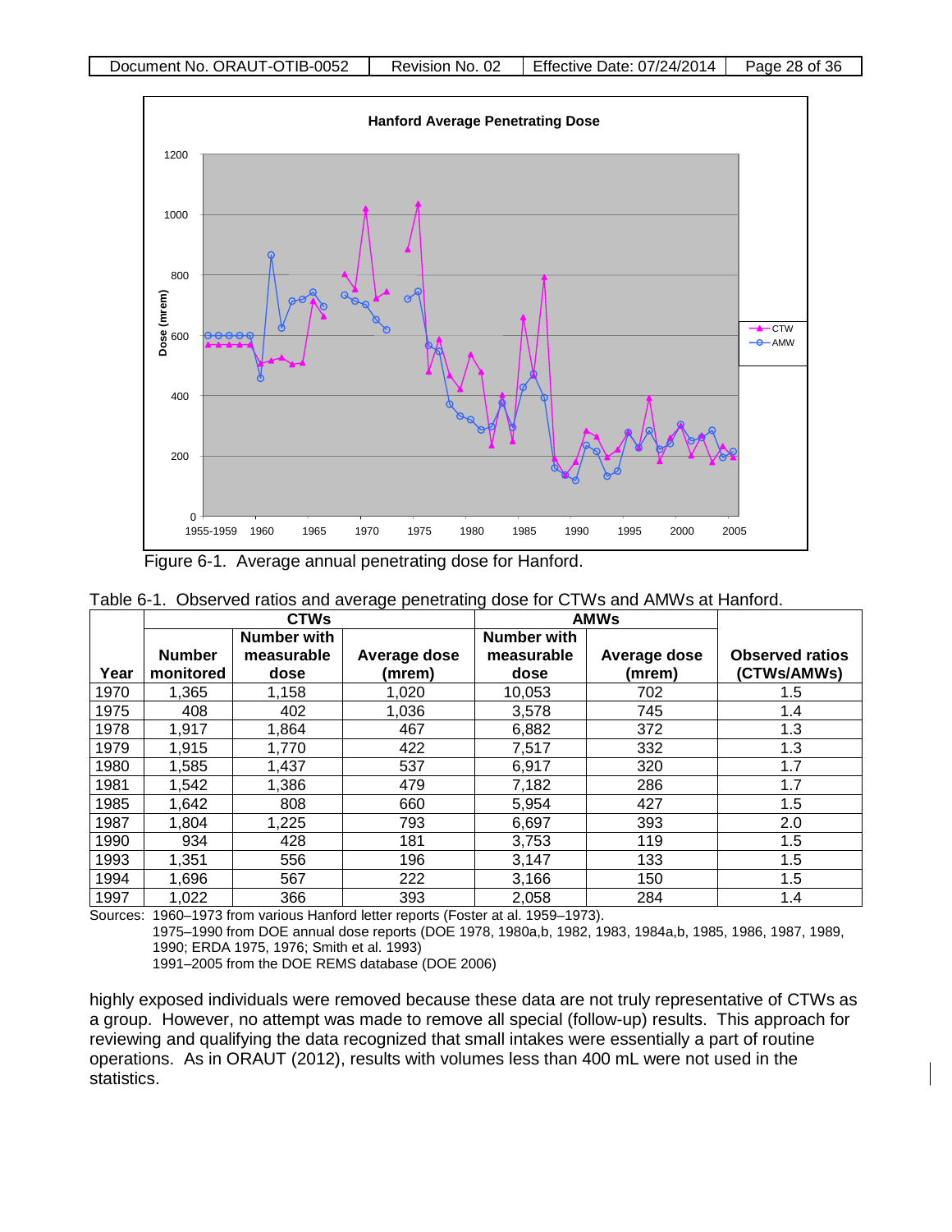Figure 6-1. Average annual penetrating dose for Hanford.

Table 6-1. Observed ratios and average penetrating dose for CTWs and AMWs at Hanford.

| Year | CTWs | | | AMWs | | Observed ratios (CTWs/AMWs) |
|---|---|---|---|---|---|---|
| | Number monitored | Number with measurable dose | Average dose (mrem) | Number with measurable dose | Average dose (mrem) | |
| 1970 | 1,365 | 1,158 | 1,020 | 10,053 | 702 | 1.5 |
| 1975 | 408 | 402 | 1,036 | 3,578 | 745 | 1.4 |
| 1978 | 1,917 | 1,864 | 467 | 6,882 | 372 | 1.3 |
| 1979 | 1,915 | 1,770 | 422 | 7,517 | 332 | 1.3 |
| 1980 | 1,585 | 1,437 | 537 | 6,917 | 320 | 1.7 |
| 1981 | 1,542 | 1,386 | 479 | 7,182 | 286 | 1.7 |
| 1985 | 1,642 | 808 | 660 | 5,954 | 427 | 1.5 |
| 1987 | 1,804 | 1,225 | 793 | 6,697 | 393 | 2.0 |
| 1990 | 934 | 428 | 181 | 3,753 | 119 | 1.5 |
| 1993 | 1,351 | 556 | 196 | 3,147 | 133 | 1.5 |
| 1994 | 1,696 | 567 | 222 | 3,166 | 150 | 1.5 |
| 1997 | 1,022 | 366 | 393 | 2,058 | 284 | 1.4 |

Sources: 1960–1973 from various Hanford letter reports (Foster at al. 1959–1973).
1975–1990 from DOE annual dose reports (DOE 1978, 1980a,b, 1982, 1983, 1984a,b, 1985, 1986, 1987, 1989, 1990; ERDA 1975, 1976; Smith et al. 1993)
1991–2005 from the DOE REMS database (DOE 2006)

highly exposed individuals were removed because these data are not truly representative of CTWs as a group. However, no attempt was made to remove all special (follow-up) results. This approach for reviewing and qualifying the data recognized that small intakes were essentially a part of routine operations. As in ORAUT (2012), results with volumes less than 400 mL were not used in the statistics.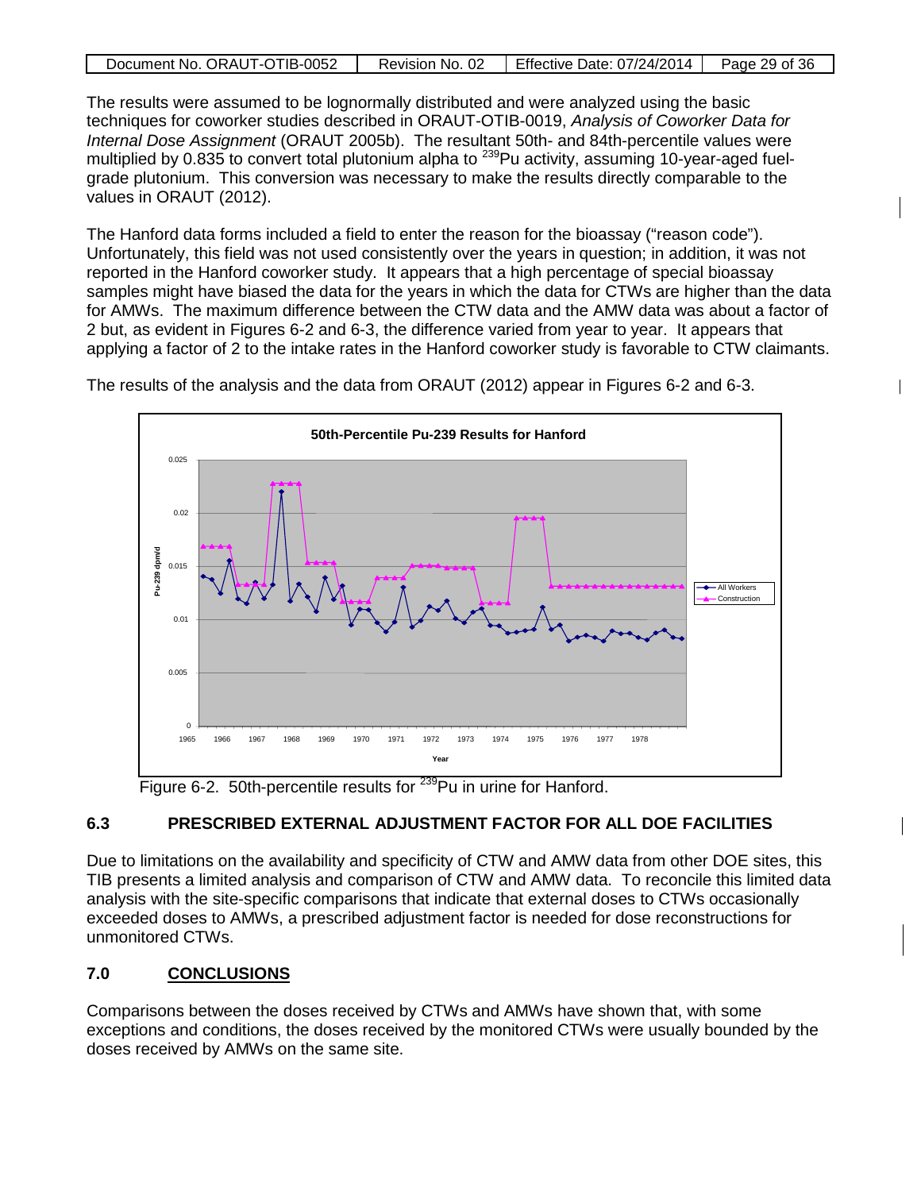The results were assumed to be lognormally distributed and were analyzed using the basic techniques for coworker studies described in ORAUT-OTIB-0019, *Analysis of Coworker Data for Internal Dose Assignment* (ORAUT 2005b). The resultant 50th- and 84th-percentile values were multiplied by 0.835 to convert total plutonium alpha to $^{239}$Pu activity, assuming 10-year-aged fuel-grade plutonium. This conversion was necessary to make the results directly comparable to the values in ORAUT (2012).

The Hanford data forms included a field to enter the reason for the bioassay ("reason code"). Unfortunately, this field was not used consistently over the years in question; in addition, it was not reported in the Hanford coworker study. It appears that a high percentage of special bioassay samples might have biased the data for the years in which the data for CTWs are higher than the data for AMWs. The maximum difference between the CTW data and the AMW data was about a factor of 2 but, as evident in Figures 6-2 and 6-3, the difference varied from year to year. It appears that applying a factor of 2 to the intake rates in the Hanford coworker study is favorable to CTW claimants.

The results of the analysis and the data from ORAUT (2012) appear in Figures 6-2 and 6-3.

Figure 6-2. 50th-percentile results for $^{239}$Pu in urine for Hanford.

## 6.3 PRESCRIBED EXTERNAL ADJUSTMENT FACTOR FOR ALL DOE FACILITIES

Due to limitations on the availability and specificity of CTW and AMW data from other DOE sites, this TIB presents a limited analysis and comparison of CTW and AMW data. To reconcile this limited data analysis with the site-specific comparisons that indicate that external doses to CTWs occasionally exceeded doses to AMWs, a prescribed adjustment factor is needed for dose reconstructions for unmonitored CTWs.

# 7.0 CONCLUSIONS

Comparisons between the doses received by CTWs and AMWs have shown that, with some exceptions and conditions, the doses received by the monitored CTWs were usually bounded by the doses received by AMWs on the same site.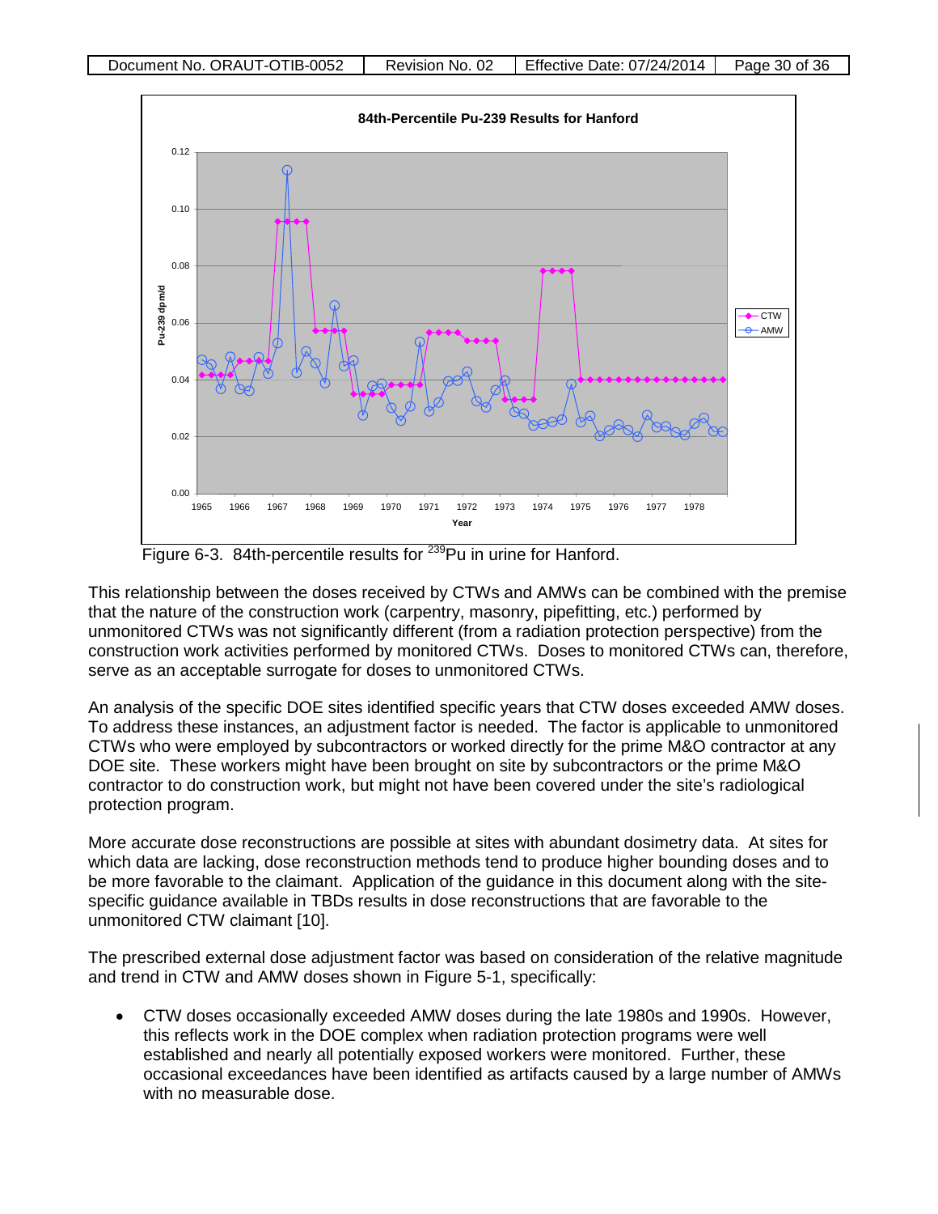Figure 6-3. 84th-percentile results for $^{239}$Pu in urine for Hanford.

This relationship between the doses received by CTWs and AMWs can be combined with the premise that the nature of the construction work (carpentry, masonry, pipefitting, etc.) performed by unmonitored CTWs was not significantly different (from a radiation protection perspective) from the construction work activities performed by monitored CTWs. Doses to monitored CTWs can, therefore, serve as an acceptable surrogate for doses to unmonitored CTWs.

An analysis of the specific DOE sites identified specific years that CTW doses exceeded AMW doses. To address these instances, an adjustment factor is needed. The factor is applicable to unmonitored CTWs who were employed by subcontractors or worked directly for the prime M&O contractor at any DOE site. These workers might have been brought on site by subcontractors or the prime M&O contractor to do construction work, but might not have been covered under the site's radiological protection program.

More accurate dose reconstructions are possible at sites with abundant dosimetry data. At sites for which data are lacking, dose reconstruction methods tend to produce higher bounding doses and to be more favorable to the claimant. Application of the guidance in this document along with the site-specific guidance available in TBDs results in dose reconstructions that are favorable to the unmonitored CTW claimant [10].

The prescribed external dose adjustment factor was based on consideration of the relative magnitude and trend in CTW and AMW doses shown in Figure 5-1, specifically:

- CTW doses occasionally exceeded AMW doses during the late 1980s and 1990s. However, this reflects work in the DOE complex when radiation protection programs were well established and nearly all potentially exposed workers were monitored. Further, these occasional exceedances have been identified as artifacts caused by a large number of AMWs with no measurable dose.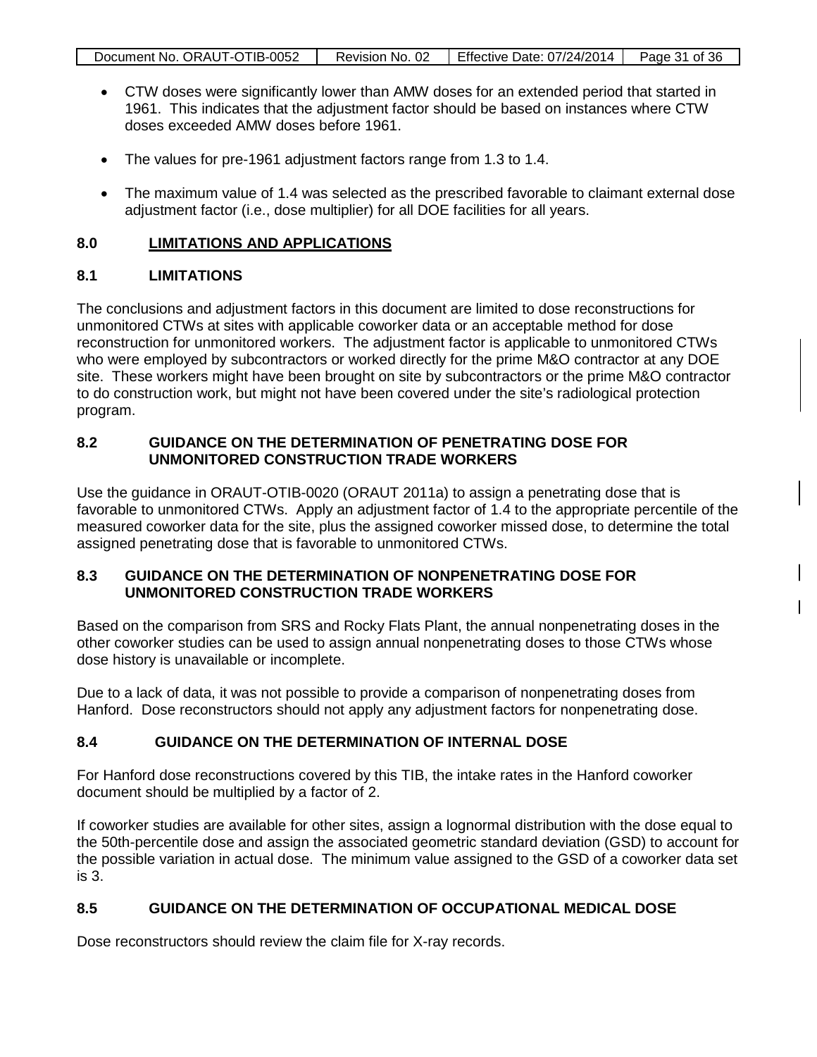- CTW doses were significantly lower than AMW doses for an extended period that started in 1961. This indicates that the adjustment factor should be based on instances where CTW doses exceeded AMW doses before 1961.
- The values for pre-1961 adjustment factors range from 1.3 to 1.4.
- The maximum value of 1.4 was selected as the prescribed favorable to claimant external dose adjustment factor (i.e., dose multiplier) for all DOE facilities for all years.

## 8.0 LIMITATIONS AND APPLICATIONS

### 8.1 LIMITATIONS

The conclusions and adjustment factors in this document are limited to dose reconstructions for unmonitored CTWs at sites with applicable coworker data or an acceptable method for dose reconstruction for unmonitored workers. The adjustment factor is applicable to unmonitored CTWs who were employed by subcontractors or worked directly for the prime M&O contractor at any DOE site. These workers might have been brought on site by subcontractors or the prime M&O contractor to do construction work, but might not have been covered under the site's radiological protection program.

### 8.2 GUIDANCE ON THE DETERMINATION OF PENETRATING DOSE FOR UNMONITORED CONSTRUCTION TRADE WORKERS

Use the guidance in ORAUT-OTIB-0020 (ORAUT 2011a) to assign a penetrating dose that is favorable to unmonitored CTWs. Apply an adjustment factor of 1.4 to the appropriate percentile of the measured coworker data for the site, plus the assigned coworker missed dose, to determine the total assigned penetrating dose that is favorable to unmonitored CTWs.

### 8.3 GUIDANCE ON THE DETERMINATION OF NONPENETRATING DOSE FOR UNMONITORED CONSTRUCTION TRADE WORKERS

Based on the comparison from SRS and Rocky Flats Plant, the annual nonpenetrating doses in the other coworker studies can be used to assign annual nonpenetrating doses to those CTWs whose dose history is unavailable or incomplete.

Due to a lack of data, it was not possible to provide a comparison of nonpenetrating doses from Hanford. Dose reconstructors should not apply any adjustment factors for nonpenetrating dose.

### 8.4 GUIDANCE ON THE DETERMINATION OF INTERNAL DOSE

For Hanford dose reconstructions covered by this TIB, the intake rates in the Hanford coworker document should be multiplied by a factor of 2.

If coworker studies are available for other sites, assign a lognormal distribution with the dose equal to the 50th-percentile dose and assign the associated geometric standard deviation (GSD) to account for the possible variation in actual dose. The minimum value assigned to the GSD of a coworker data set is 3.

### 8.5 GUIDANCE ON THE DETERMINATION OF OCCUPATIONAL MEDICAL DOSE

Dose reconstructors should review the claim file for X-ray records.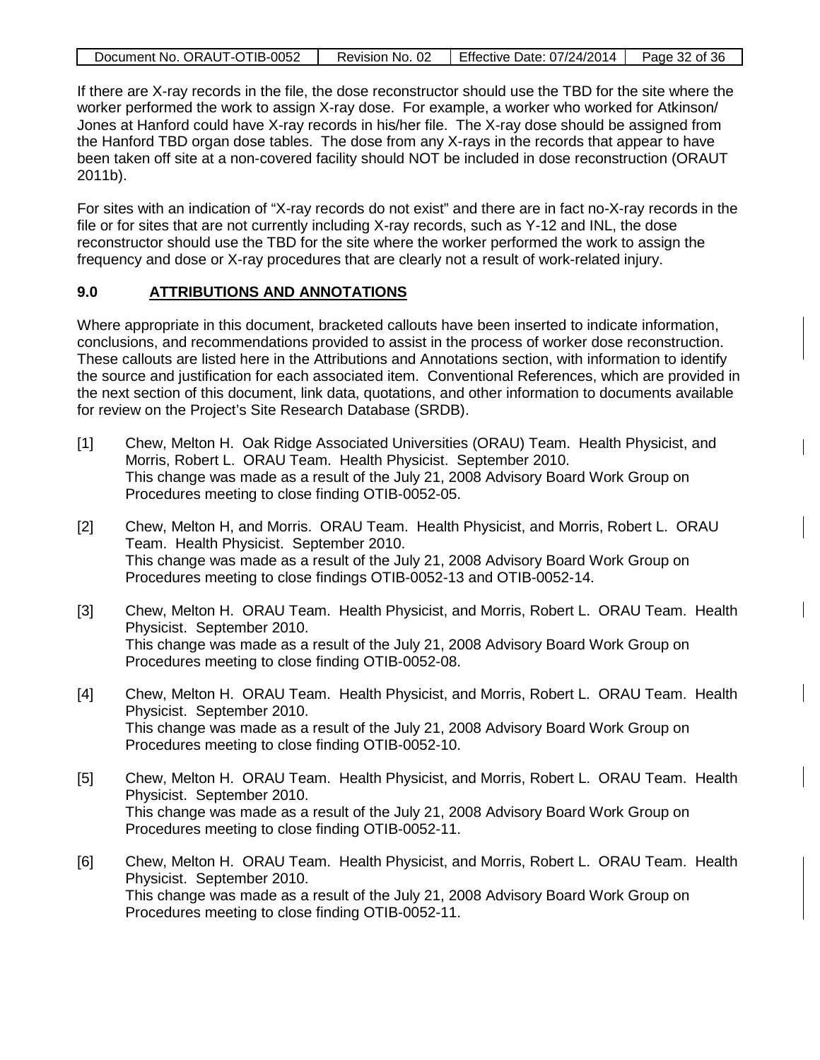If there are X-ray records in the file, the dose reconstructor should use the TBD for the site where the worker performed the work to assign X-ray dose. For example, a worker who worked for Atkinson/ Jones at Hanford could have X-ray records in his/her file. The X-ray dose should be assigned from the Hanford TBD organ dose tables. The dose from any X-rays in the records that appear to have been taken off site at a non-covered facility should NOT be included in dose reconstruction (ORAUT 2011b).

For sites with an indication of "X-ray records do not exist" and there are in fact no-X-ray records in the file or for sites that are not currently including X-ray records, such as Y-12 and INL, the dose reconstructor should use the TBD for the site where the worker performed the work to assign the frequency and dose or X-ray procedures that are clearly not a result of work-related injury.

## 9.0 ATTRIBUTIONS AND ANNOTATIONS

Where appropriate in this document, bracketed callouts have been inserted to indicate information, conclusions, and recommendations provided to assist in the process of worker dose reconstruction. These callouts are listed here in the Attributions and Annotations section, with information to identify the source and justification for each associated item. Conventional References, which are provided in the next section of this document, link data, quotations, and other information to documents available for review on the Project's Site Research Database (SRDB).

[1] Chew, Melton H. Oak Ridge Associated Universities (ORAU) Team. Health Physicist, and Morris, Robert L. ORAU Team. Health Physicist. September 2010.
This change was made as a result of the July 21, 2008 Advisory Board Work Group on Procedures meeting to close finding OTIB-0052-05.

[2] Chew, Melton H, and Morris. ORAU Team. Health Physicist, and Morris, Robert L. ORAU Team. Health Physicist. September 2010.
This change was made as a result of the July 21, 2008 Advisory Board Work Group on Procedures meeting to close findings OTIB-0052-13 and OTIB-0052-14.

[3] Chew, Melton H. ORAU Team. Health Physicist, and Morris, Robert L. ORAU Team. Health Physicist. September 2010.
This change was made as a result of the July 21, 2008 Advisory Board Work Group on Procedures meeting to close finding OTIB-0052-08.

[4] Chew, Melton H. ORAU Team. Health Physicist, and Morris, Robert L. ORAU Team. Health Physicist. September 2010.
This change was made as a result of the July 21, 2008 Advisory Board Work Group on Procedures meeting to close finding OTIB-0052-10.

[5] Chew, Melton H. ORAU Team. Health Physicist, and Morris, Robert L. ORAU Team. Health Physicist. September 2010.
This change was made as a result of the July 21, 2008 Advisory Board Work Group on Procedures meeting to close finding OTIB-0052-11.

[6] Chew, Melton H. ORAU Team. Health Physicist, and Morris, Robert L. ORAU Team. Health Physicist. September 2010.
This change was made as a result of the July 21, 2008 Advisory Board Work Group on Procedures meeting to close finding OTIB-0052-11.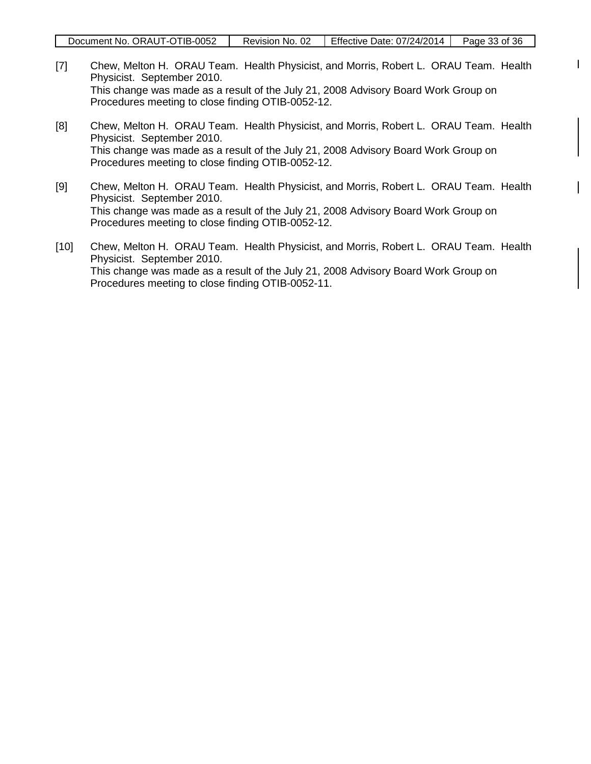[7] Chew, Melton H. ORAU Team. Health Physicist, and Morris, Robert L. ORAU Team. Health Physicist. September 2010.
This change was made as a result of the July 21, 2008 Advisory Board Work Group on Procedures meeting to close finding OTIB-0052-12.

[8] Chew, Melton H. ORAU Team. Health Physicist, and Morris, Robert L. ORAU Team. Health Physicist. September 2010.
This change was made as a result of the July 21, 2008 Advisory Board Work Group on Procedures meeting to close finding OTIB-0052-12.

[9] Chew, Melton H. ORAU Team. Health Physicist, and Morris, Robert L. ORAU Team. Health Physicist. September 2010.
This change was made as a result of the July 21, 2008 Advisory Board Work Group on Procedures meeting to close finding OTIB-0052-12.

[10] Chew, Melton H. ORAU Team. Health Physicist, and Morris, Robert L. ORAU Team. Health Physicist. September 2010.
This change was made as a result of the July 21, 2008 Advisory Board Work Group on Procedures meeting to close finding OTIB-0052-11.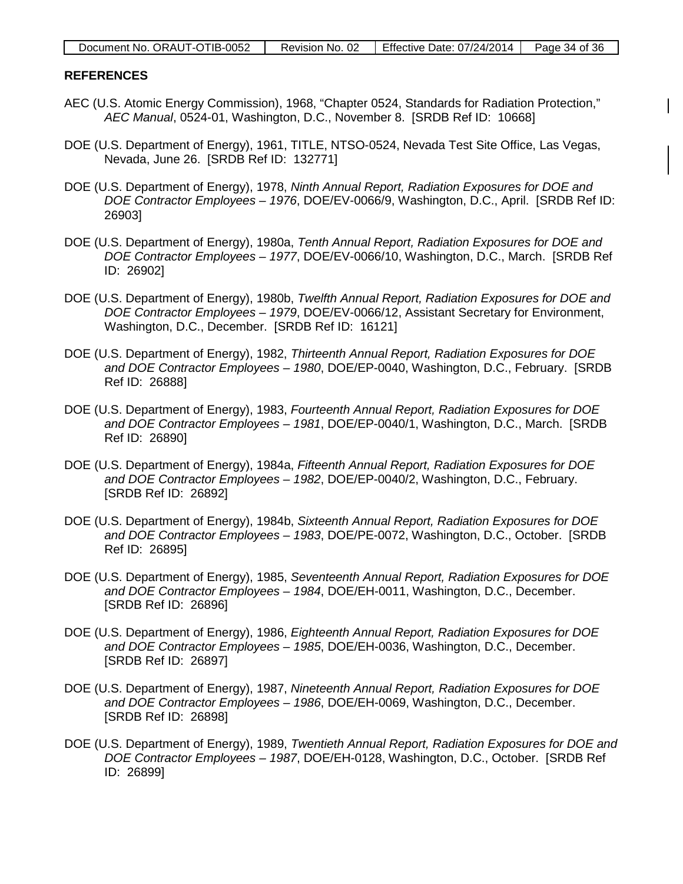## REFERENCES

AEC (U.S. Atomic Energy Commission), 1968, "Chapter 0524, Standards for Radiation Protection," *AEC Manual*, 0524-01, Washington, D.C., November 8. [SRDB Ref ID: 10668]

DOE (U.S. Department of Energy), 1961, TITLE, NTSO-0524, Nevada Test Site Office, Las Vegas, Nevada, June 26. [SRDB Ref ID: 132771]

DOE (U.S. Department of Energy), 1978, *Ninth Annual Report, Radiation Exposures for DOE and DOE Contractor Employees – 1976*, DOE/EV-0066/9, Washington, D.C., April. [SRDB Ref ID: 26903]

DOE (U.S. Department of Energy), 1980a, *Tenth Annual Report, Radiation Exposures for DOE and DOE Contractor Employees – 1977*, DOE/EV-0066/10, Washington, D.C., March. [SRDB Ref ID: 26902]

DOE (U.S. Department of Energy), 1980b, *Twelfth Annual Report, Radiation Exposures for DOE and DOE Contractor Employees – 1979*, DOE/EV-0066/12, Assistant Secretary for Environment, Washington, D.C., December. [SRDB Ref ID: 16121]

DOE (U.S. Department of Energy), 1982, *Thirteenth Annual Report, Radiation Exposures for DOE and DOE Contractor Employees – 1980*, DOE/EP-0040, Washington, D.C., February. [SRDB Ref ID: 26888]

DOE (U.S. Department of Energy), 1983, *Fourteenth Annual Report, Radiation Exposures for DOE and DOE Contractor Employees – 1981*, DOE/EP-0040/1, Washington, D.C., March. [SRDB Ref ID: 26890]

DOE (U.S. Department of Energy), 1984a, *Fifteenth Annual Report, Radiation Exposures for DOE and DOE Contractor Employees – 1982*, DOE/EP-0040/2, Washington, D.C., February. [SRDB Ref ID: 26892]

DOE (U.S. Department of Energy), 1984b, *Sixteenth Annual Report, Radiation Exposures for DOE and DOE Contractor Employees – 1983*, DOE/PE-0072, Washington, D.C., October. [SRDB Ref ID: 26895]

DOE (U.S. Department of Energy), 1985, *Seventeenth Annual Report, Radiation Exposures for DOE and DOE Contractor Employees – 1984*, DOE/EH-0011, Washington, D.C., December. [SRDB Ref ID: 26896]

DOE (U.S. Department of Energy), 1986, *Eighteenth Annual Report, Radiation Exposures for DOE and DOE Contractor Employees – 1985*, DOE/EH-0036, Washington, D.C., December. [SRDB Ref ID: 26897]

DOE (U.S. Department of Energy), 1987, *Nineteenth Annual Report, Radiation Exposures for DOE and DOE Contractor Employees – 1986*, DOE/EH-0069, Washington, D.C., December. [SRDB Ref ID: 26898]

DOE (U.S. Department of Energy), 1989, *Twentieth Annual Report, Radiation Exposures for DOE and DOE Contractor Employees – 1987*, DOE/EH-0128, Washington, D.C., October. [SRDB Ref ID: 26899]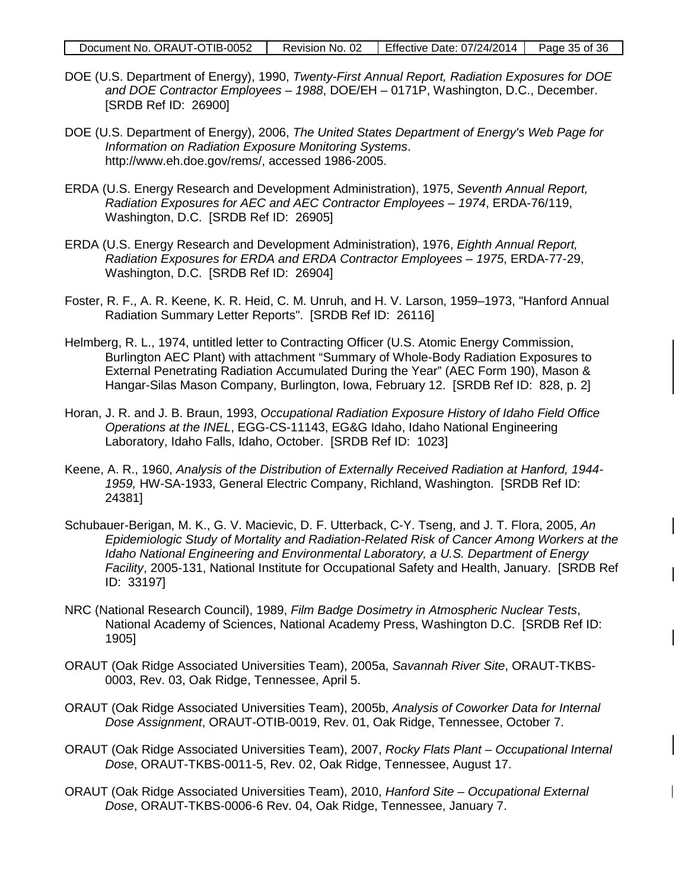DOE (U.S. Department of Energy), 1990, *Twenty-First Annual Report, Radiation Exposures for DOE and DOE Contractor Employees – 1988*, DOE/EH – 0171P, Washington, D.C., December. [SRDB Ref ID: 26900]

DOE (U.S. Department of Energy), 2006, *The United States Department of Energy's Web Page for Information on Radiation Exposure Monitoring Systems*. http://www.eh.doe.gov/rems/, accessed 1986-2005.

ERDA (U.S. Energy Research and Development Administration), 1975, *Seventh Annual Report, Radiation Exposures for AEC and AEC Contractor Employees – 1974*, ERDA-76/119, Washington, D.C. [SRDB Ref ID: 26905]

ERDA (U.S. Energy Research and Development Administration), 1976, *Eighth Annual Report, Radiation Exposures for ERDA and ERDA Contractor Employees – 1975*, ERDA-77-29, Washington, D.C. [SRDB Ref ID: 26904]

Foster, R. F., A. R. Keene, K. R. Heid, C. M. Unruh, and H. V. Larson, 1959–1973, "Hanford Annual Radiation Summary Letter Reports". [SRDB Ref ID: 26116]

Helmberg, R. L., 1974, untitled letter to Contracting Officer (U.S. Atomic Energy Commission, Burlington AEC Plant) with attachment "Summary of Whole-Body Radiation Exposures to External Penetrating Radiation Accumulated During the Year" (AEC Form 190), Mason & Hangar-Silas Mason Company, Burlington, Iowa, February 12. [SRDB Ref ID: 828, p. 2]

Horan, J. R. and J. B. Braun, 1993, *Occupational Radiation Exposure History of Idaho Field Office Operations at the INEL*, EGG-CS-11143, EG&G Idaho, Idaho National Engineering Laboratory, Idaho Falls, Idaho, October. [SRDB Ref ID: 1023]

Keene, A. R., 1960, *Analysis of the Distribution of Externally Received Radiation at Hanford, 1944-1959,* HW-SA-1933, General Electric Company, Richland, Washington. [SRDB Ref ID: 24381]

Schubauer-Berigan, M. K., G. V. Macievic, D. F. Utterback, C-Y. Tseng, and J. T. Flora, 2005, *An Epidemiologic Study of Mortality and Radiation-Related Risk of Cancer Among Workers at the Idaho National Engineering and Environmental Laboratory, a U.S. Department of Energy Facility*, 2005-131, National Institute for Occupational Safety and Health, January. [SRDB Ref ID: 33197]

NRC (National Research Council), 1989, *Film Badge Dosimetry in Atmospheric Nuclear Tests*, National Academy of Sciences, National Academy Press, Washington D.C. [SRDB Ref ID: 1905]

ORAUT (Oak Ridge Associated Universities Team), 2005a, *Savannah River Site*, ORAUT-TKBS-0003, Rev. 03, Oak Ridge, Tennessee, April 5.

ORAUT (Oak Ridge Associated Universities Team), 2005b, *Analysis of Coworker Data for Internal Dose Assignment*, ORAUT-OTIB-0019, Rev. 01, Oak Ridge, Tennessee, October 7.

ORAUT (Oak Ridge Associated Universities Team), 2007, *Rocky Flats Plant – Occupational Internal Dose*, ORAUT-TKBS-0011-5, Rev. 02, Oak Ridge, Tennessee, August 17.

ORAUT (Oak Ridge Associated Universities Team), 2010, *Hanford Site – Occupational External Dose*, ORAUT-TKBS-0006-6 Rev. 04, Oak Ridge, Tennessee, January 7.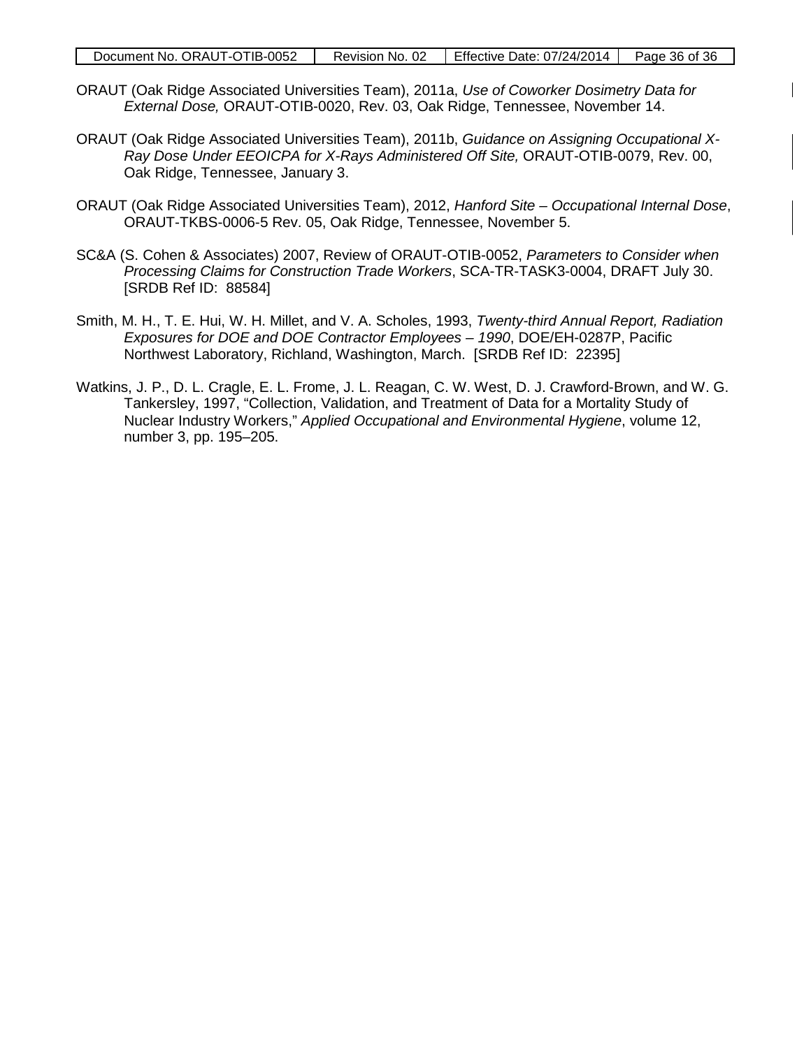ORAUT (Oak Ridge Associated Universities Team), 2011a, *Use of Coworker Dosimetry Data for External Dose,* ORAUT-OTIB-0020, Rev. 03, Oak Ridge, Tennessee, November 14.

ORAUT (Oak Ridge Associated Universities Team), 2011b, *Guidance on Assigning Occupational X-Ray Dose Under EEOICPA for X-Rays Administered Off Site,* ORAUT-OTIB-0079, Rev. 00, Oak Ridge, Tennessee, January 3.

ORAUT (Oak Ridge Associated Universities Team), 2012, *Hanford Site – Occupational Internal Dose*, ORAUT-TKBS-0006-5 Rev. 05, Oak Ridge, Tennessee, November 5.

SC&A (S. Cohen & Associates) 2007, Review of ORAUT-OTIB-0052, *Parameters to Consider when Processing Claims for Construction Trade Workers*, SCA-TR-TASK3-0004, DRAFT July 30. [SRDB Ref ID: 88584]

Smith, M. H., T. E. Hui, W. H. Millet, and V. A. Scholes, 1993, *Twenty-third Annual Report, Radiation Exposures for DOE and DOE Contractor Employees – 1990*, DOE/EH-0287P, Pacific Northwest Laboratory, Richland, Washington, March. [SRDB Ref ID: 22395]

Watkins, J. P., D. L. Cragle, E. L. Frome, J. L. Reagan, C. W. West, D. J. Crawford-Brown, and W. G. Tankersley, 1997, "Collection, Validation, and Treatment of Data for a Mortality Study of Nuclear Industry Workers," *Applied Occupational and Environmental Hygiene*, volume 12, number 3, pp. 195–205.